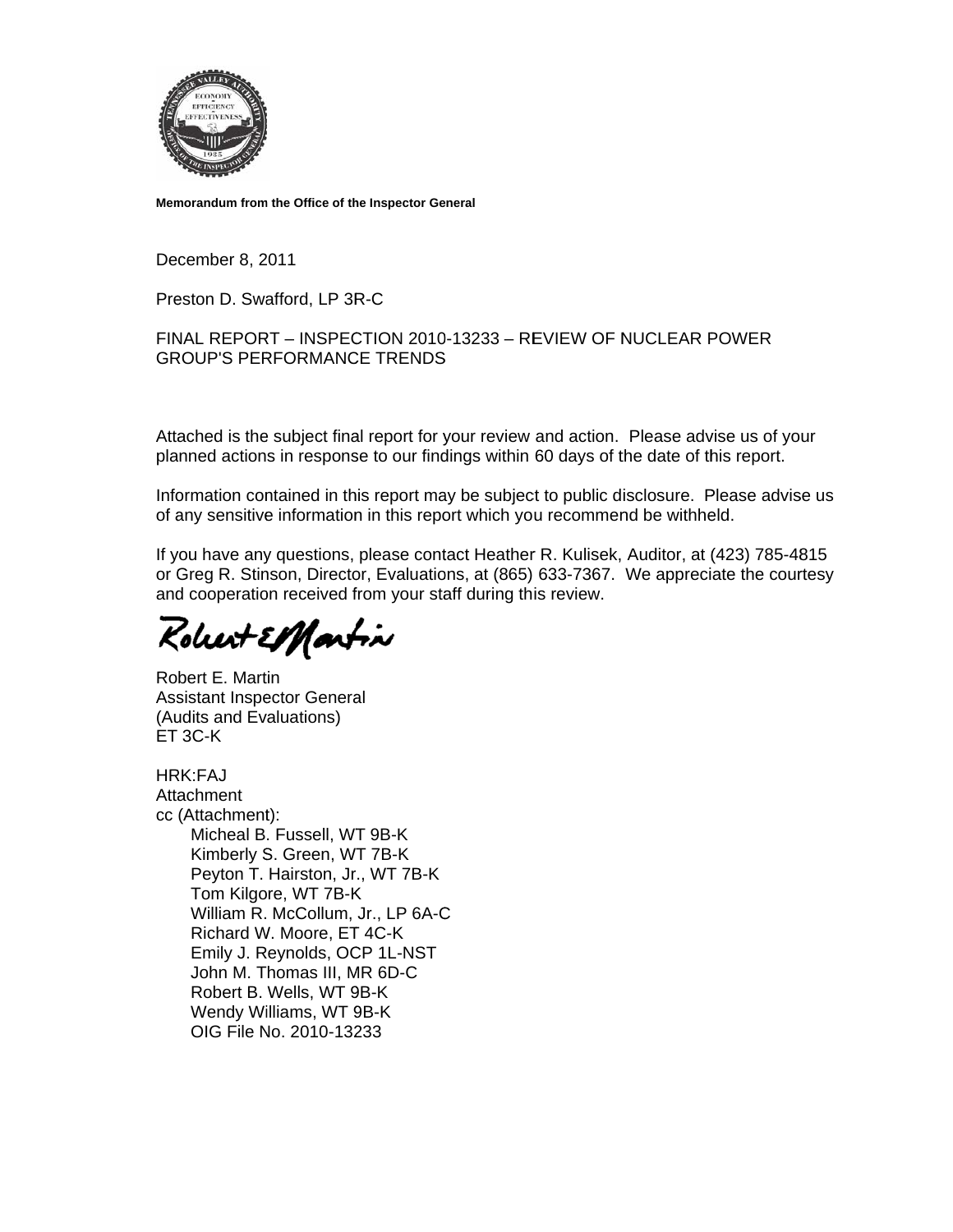**Memorandum from the Office of the Inspector General**

December 8, 2011

Preston D. Swafford, LP 3R-C

FINAL REPORT – INSPECTION 2010-13233 – REVIEW OF NUCLEAR POWER GROUP'S PERFORMANCE TRENDS

Attached is the subject final report for your review and action. Please advise us of your planned actions in response to our findings within 60 days of the date of this report.

Information contained in this report may be subject to public disclosure. Please advise us of any sensitive information in this report which you recommend be withheld.

If you have any questions, please contact Heather R. Kulisek, Auditor, at (423) 785-4815 or Greg R. Stinson, Director, Evaluations, at (865) 633-7367. We appreciate the courtesy and cooperation received from your staff during this review.

Robert E. Martin
Assistant Inspector General
(Audits and Evaluations)
ET 3C-K

HRK:FAJ
Attachment
cc (Attachment):
- Micheal B. Fussell, WT 9B-K
- Kimberly S. Green, WT 7B-K
- Peyton T. Hairston, Jr., WT 7B-K
- Tom Kilgore, WT 7B-K
- William R. McCollum, Jr., LP 6A-C
- Richard W. Moore, ET 4C-K
- Emily J. Reynolds, OCP 1L-NST
- John M. Thomas III, MR 6D-C
- Robert B. Wells, WT 9B-K
- Wendy Williams, WT 9B-K
- OIG File No. 2010-13233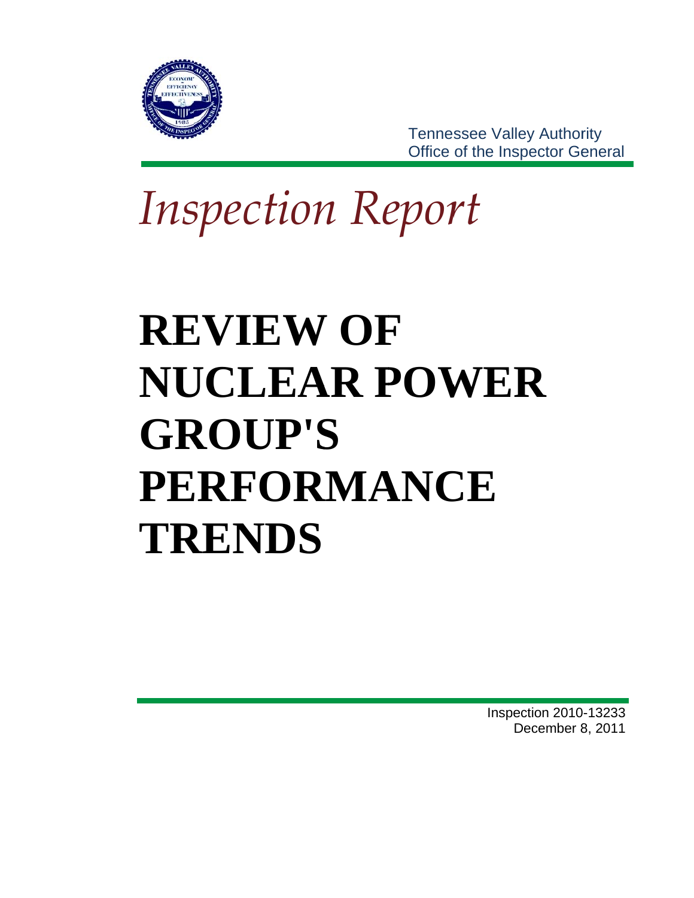Tennessee Valley Authority
Office of the Inspector General

*Inspection Report*

# REVIEW OF NUCLEAR POWER GROUP'S PERFORMANCE TRENDS

Inspection 2010-13233
December 8, 2011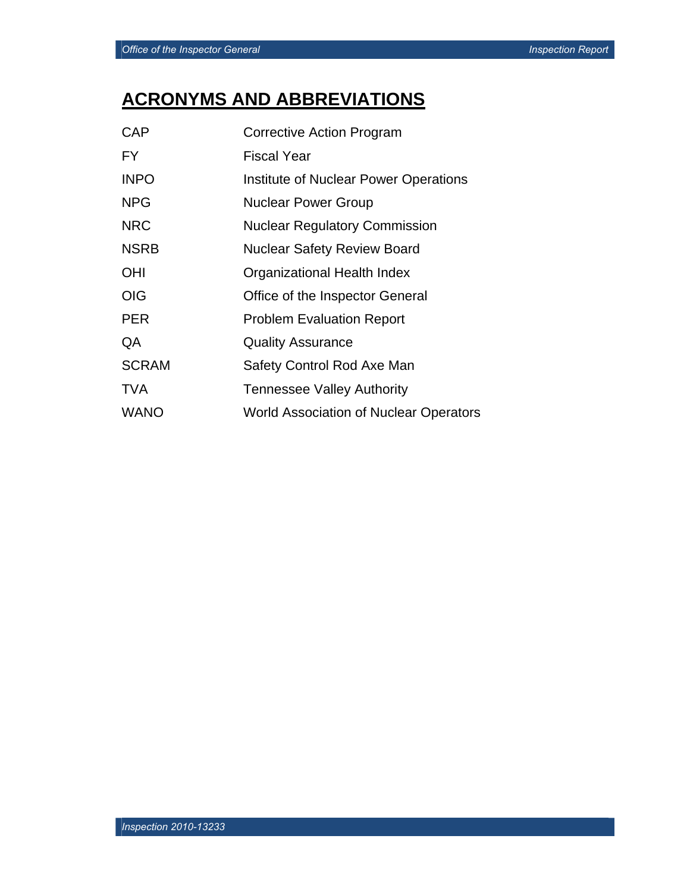# ACRONYMS AND ABBREVIATIONS

| | |
|---|---|
| CAP | Corrective Action Program |
| FY | Fiscal Year |
| INPO | Institute of Nuclear Power Operations |
| NPG | Nuclear Power Group |
| NRC | Nuclear Regulatory Commission |
| NSRB | Nuclear Safety Review Board |
| OHI | Organizational Health Index |
| OIG | Office of the Inspector General |
| PER | Problem Evaluation Report |
| QA | Quality Assurance |
| SCRAM | Safety Control Rod Axe Man |
| TVA | Tennessee Valley Authority |
| WANO | World Association of Nuclear Operators |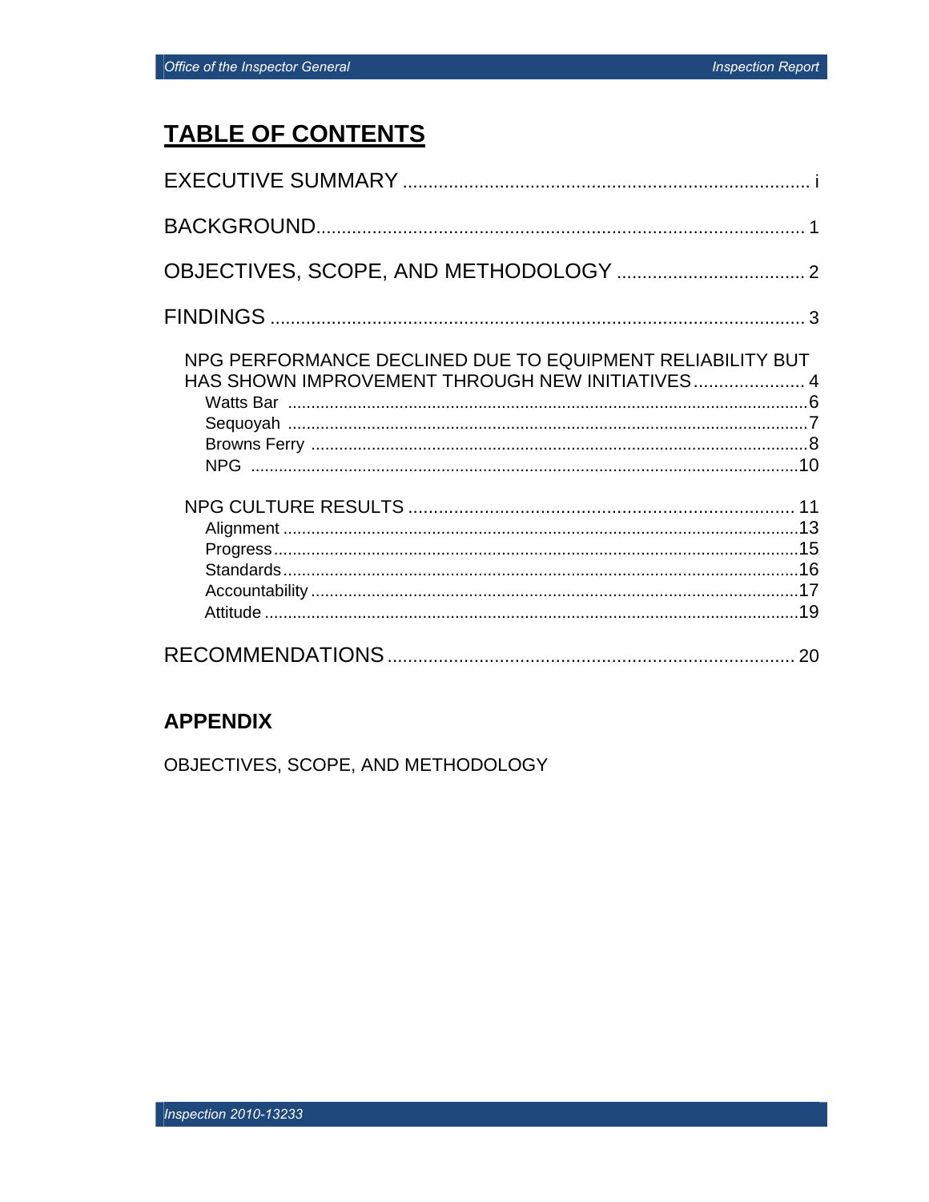# TABLE OF CONTENTS

EXECUTIVE SUMMARY ........................................................................ i

BACKGROUND........................................................................................ 1

OBJECTIVES, SCOPE, AND METHODOLOGY ..................................... 2

FINDINGS .............................................................................................. 3

- NPG PERFORMANCE DECLINED DUE TO EQUIPMENT RELIABILITY BUT HAS SHOWN IMPROVEMENT THROUGH NEW INITIATIVES ...................... 4
  - Watts Bar ........................................................................................ 6
  - Sequoyah ......................................................................................... 7
  - Browns Ferry .................................................................................... 8
  - NPG ................................................................................................ 10
- NPG CULTURE RESULTS ........................................................................ 11
  - Alignment ....................................................................................... 13
  - Progress ......................................................................................... 15
  - Standards ....................................................................................... 16
  - Accountability ................................................................................. 17
  - Attitude .......................................................................................... 19

RECOMMENDATIONS ........................................................................ 20

## APPENDIX

OBJECTIVES, SCOPE, AND METHODOLOGY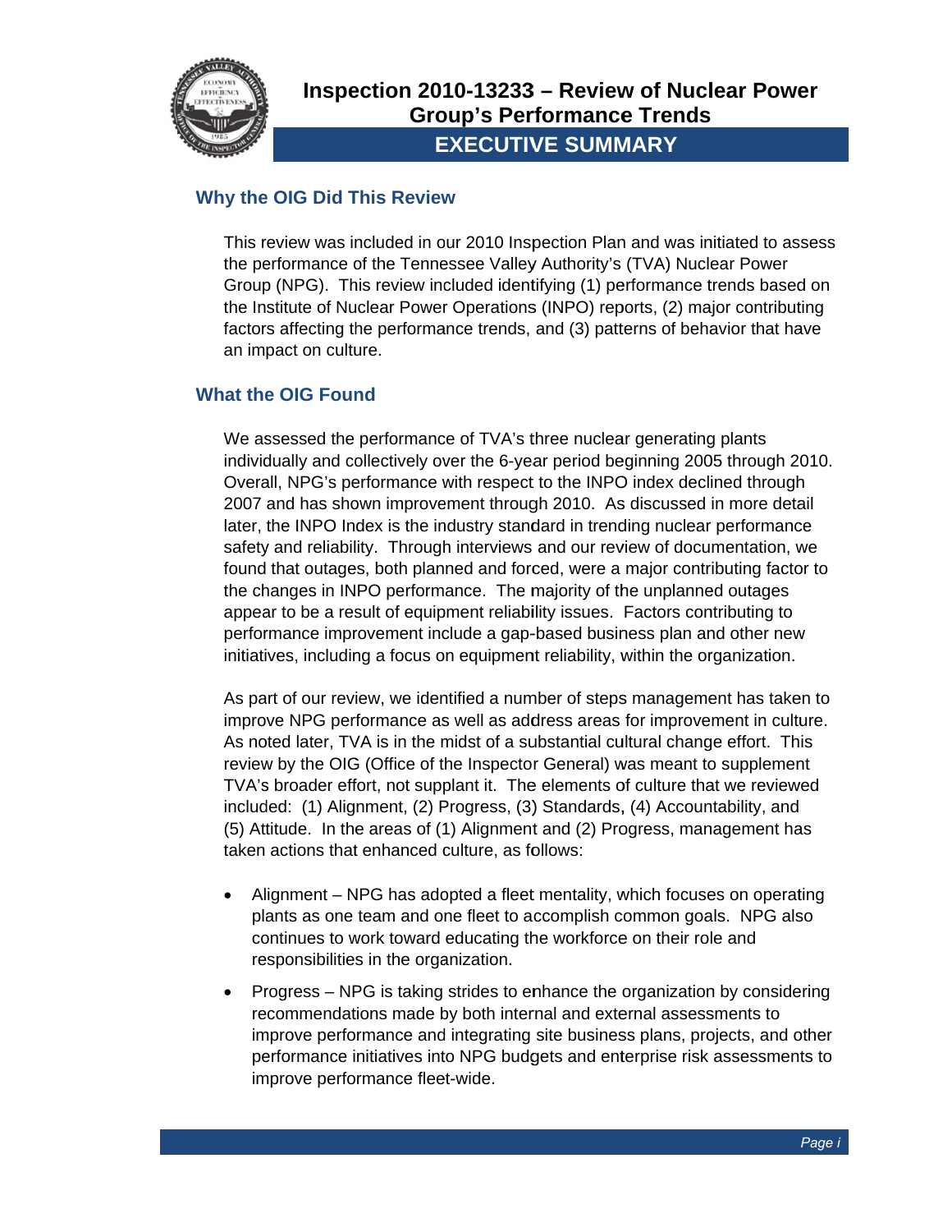# Inspection 2010-13233 – Review of Nuclear Power Group's Performance Trends

## EXECUTIVE SUMMARY

### Why the OIG Did This Review

This review was included in our 2010 Inspection Plan and was initiated to assess the performance of the Tennessee Valley Authority's (TVA) Nuclear Power Group (NPG). This review included identifying (1) performance trends based on the Institute of Nuclear Power Operations (INPO) reports, (2) major contributing factors affecting the performance trends, and (3) patterns of behavior that have an impact on culture.

### What the OIG Found

We assessed the performance of TVA's three nuclear generating plants individually and collectively over the 6-year period beginning 2005 through 2010. Overall, NPG's performance with respect to the INPO index declined through 2007 and has shown improvement through 2010. As discussed in more detail later, the INPO Index is the industry standard in trending nuclear performance safety and reliability. Through interviews and our review of documentation, we found that outages, both planned and forced, were a major contributing factor to the changes in INPO performance. The majority of the unplanned outages appear to be a result of equipment reliability issues. Factors contributing to performance improvement include a gap-based business plan and other new initiatives, including a focus on equipment reliability, within the organization.

As part of our review, we identified a number of steps management has taken to improve NPG performance as well as address areas for improvement in culture. As noted later, TVA is in the midst of a substantial cultural change effort. This review by the OIG (Office of the Inspector General) was meant to supplement TVA's broader effort, not supplant it. The elements of culture that we reviewed included: (1) Alignment, (2) Progress, (3) Standards, (4) Accountability, and (5) Attitude. In the areas of (1) Alignment and (2) Progress, management has taken actions that enhanced culture, as follows:

- Alignment – NPG has adopted a fleet mentality, which focuses on operating plants as one team and one fleet to accomplish common goals. NPG also continues to work toward educating the workforce on their role and responsibilities in the organization.
- Progress – NPG is taking strides to enhance the organization by considering recommendations made by both internal and external assessments to improve performance and integrating site business plans, projects, and other performance initiatives into NPG budgets and enterprise risk assessments to improve performance fleet-wide.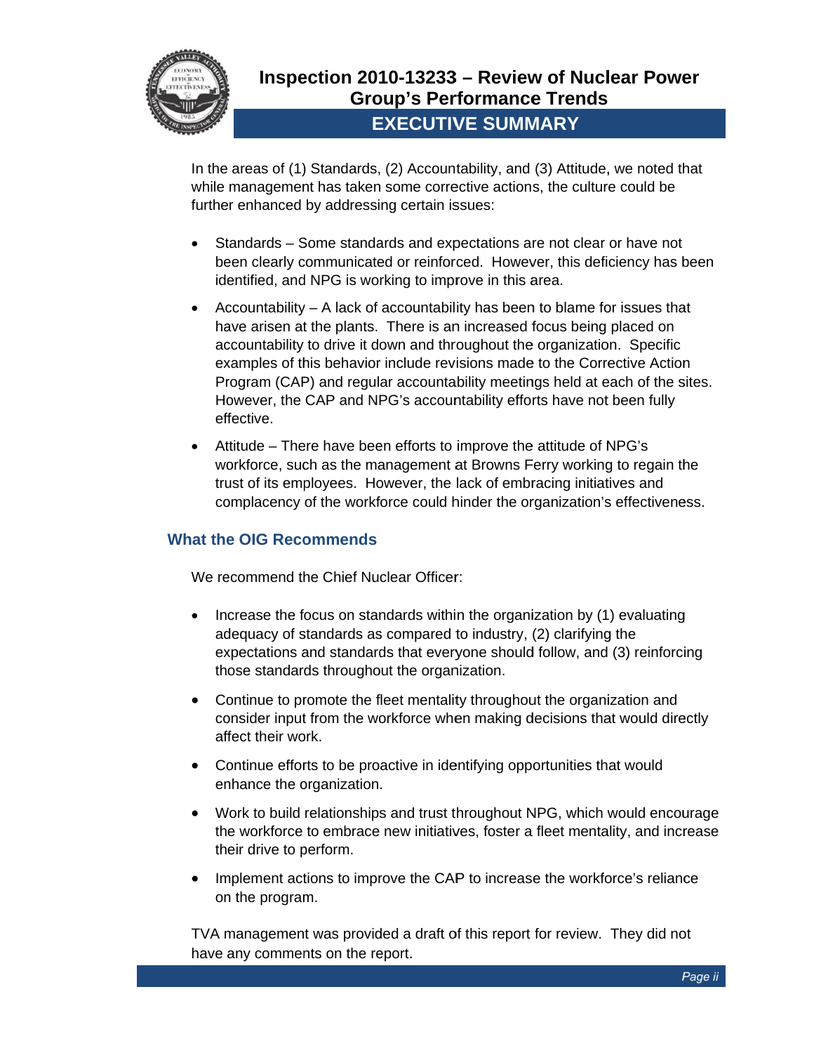In the areas of (1) Standards, (2) Accountability, and (3) Attitude, we noted that while management has taken some corrective actions, the culture could be further enhanced by addressing certain issues:

- Standards – Some standards and expectations are not clear or have not been clearly communicated or reinforced. However, this deficiency has been identified, and NPG is working to improve in this area.
- Accountability – A lack of accountability has been to blame for issues that have arisen at the plants. There is an increased focus being placed on accountability to drive it down and throughout the organization. Specific examples of this behavior include revisions made to the Corrective Action Program (CAP) and regular accountability meetings held at each of the sites. However, the CAP and NPG's accountability efforts have not been fully effective.
- Attitude – There have been efforts to improve the attitude of NPG's workforce, such as the management at Browns Ferry working to regain the trust of its employees. However, the lack of embracing initiatives and complacency of the workforce could hinder the organization's effectiveness.

## What the OIG Recommends

We recommend the Chief Nuclear Officer:

- Increase the focus on standards within the organization by (1) evaluating adequacy of standards as compared to industry, (2) clarifying the expectations and standards that everyone should follow, and (3) reinforcing those standards throughout the organization.
- Continue to promote the fleet mentality throughout the organization and consider input from the workforce when making decisions that would directly affect their work.
- Continue efforts to be proactive in identifying opportunities that would enhance the organization.
- Work to build relationships and trust throughout NPG, which would encourage the workforce to embrace new initiatives, foster a fleet mentality, and increase their drive to perform.
- Implement actions to improve the CAP to increase the workforce's reliance on the program.

TVA management was provided a draft of this report for review. They did not have any comments on the report.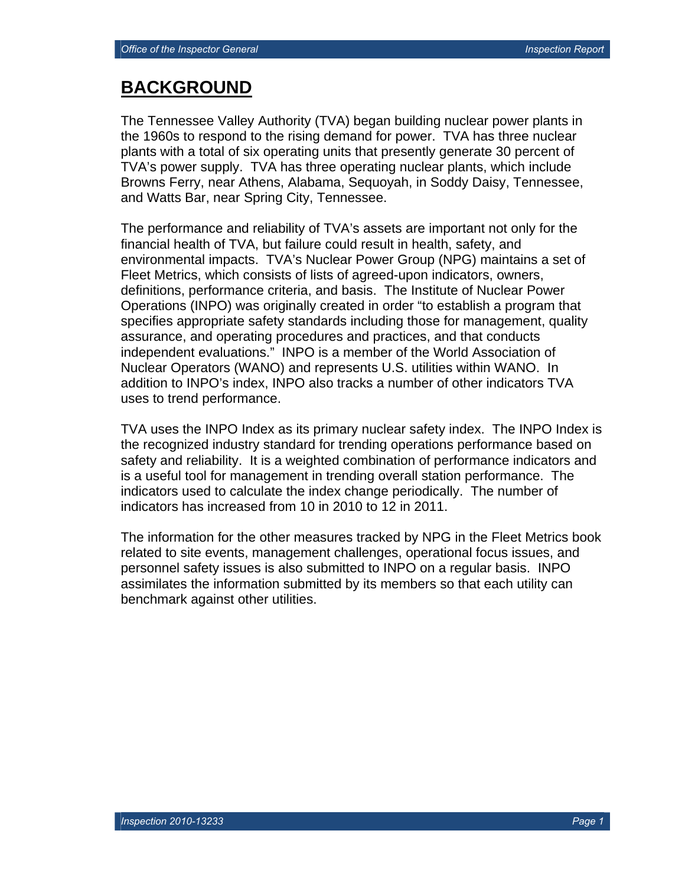# BACKGROUND

The Tennessee Valley Authority (TVA) began building nuclear power plants in the 1960s to respond to the rising demand for power. TVA has three nuclear plants with a total of six operating units that presently generate 30 percent of TVA's power supply. TVA has three operating nuclear plants, which include Browns Ferry, near Athens, Alabama, Sequoyah, in Soddy Daisy, Tennessee, and Watts Bar, near Spring City, Tennessee.

The performance and reliability of TVA's assets are important not only for the financial health of TVA, but failure could result in health, safety, and environmental impacts. TVA's Nuclear Power Group (NPG) maintains a set of Fleet Metrics, which consists of lists of agreed-upon indicators, owners, definitions, performance criteria, and basis. The Institute of Nuclear Power Operations (INPO) was originally created in order "to establish a program that specifies appropriate safety standards including those for management, quality assurance, and operating procedures and practices, and that conducts independent evaluations." INPO is a member of the World Association of Nuclear Operators (WANO) and represents U.S. utilities within WANO. In addition to INPO's index, INPO also tracks a number of other indicators TVA uses to trend performance.

TVA uses the INPO Index as its primary nuclear safety index. The INPO Index is the recognized industry standard for trending operations performance based on safety and reliability. It is a weighted combination of performance indicators and is a useful tool for management in trending overall station performance. The indicators used to calculate the index change periodically. The number of indicators has increased from 10 in 2010 to 12 in 2011.

The information for the other measures tracked by NPG in the Fleet Metrics book related to site events, management challenges, operational focus issues, and personnel safety issues is also submitted to INPO on a regular basis. INPO assimilates the information submitted by its members so that each utility can benchmark against other utilities.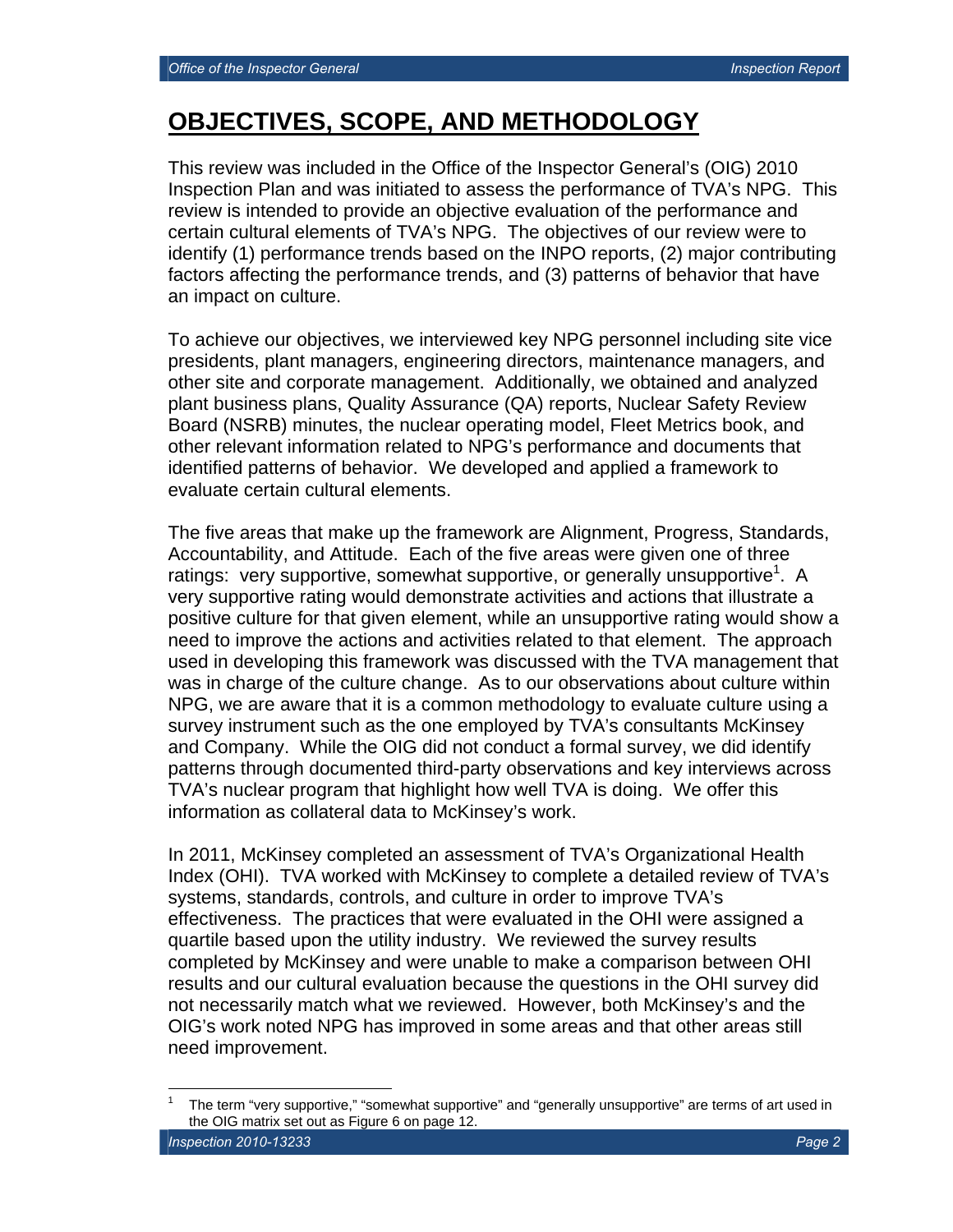# OBJECTIVES, SCOPE, AND METHODOLOGY

This review was included in the Office of the Inspector General's (OIG) 2010 Inspection Plan and was initiated to assess the performance of TVA's NPG. This review is intended to provide an objective evaluation of the performance and certain cultural elements of TVA's NPG. The objectives of our review were to identify (1) performance trends based on the INPO reports, (2) major contributing factors affecting the performance trends, and (3) patterns of behavior that have an impact on culture.

To achieve our objectives, we interviewed key NPG personnel including site vice presidents, plant managers, engineering directors, maintenance managers, and other site and corporate management. Additionally, we obtained and analyzed plant business plans, Quality Assurance (QA) reports, Nuclear Safety Review Board (NSRB) minutes, the nuclear operating model, Fleet Metrics book, and other relevant information related to NPG's performance and documents that identified patterns of behavior. We developed and applied a framework to evaluate certain cultural elements.

The five areas that make up the framework are Alignment, Progress, Standards, Accountability, and Attitude. Each of the five areas were given one of three ratings: very supportive, somewhat supportive, or generally unsupportive[1]. A very supportive rating would demonstrate activities and actions that illustrate a positive culture for that given element, while an unsupportive rating would show a need to improve the actions and activities related to that element. The approach used in developing this framework was discussed with the TVA management that was in charge of the culture change. As to our observations about culture within NPG, we are aware that it is a common methodology to evaluate culture using a survey instrument such as the one employed by TVA's consultants McKinsey and Company. While the OIG did not conduct a formal survey, we did identify patterns through documented third-party observations and key interviews across TVA's nuclear program that highlight how well TVA is doing. We offer this information as collateral data to McKinsey's work.

In 2011, McKinsey completed an assessment of TVA's Organizational Health Index (OHI). TVA worked with McKinsey to complete a detailed review of TVA's systems, standards, controls, and culture in order to improve TVA's effectiveness. The practices that were evaluated in the OHI were assigned a quartile based upon the utility industry. We reviewed the survey results completed by McKinsey and were unable to make a comparison between OHI results and our cultural evaluation because the questions in the OHI survey did not necessarily match what we reviewed. However, both McKinsey's and the OIG's work noted NPG has improved in some areas and that other areas still need improvement.

[1] The term "very supportive," "somewhat supportive" and "generally unsupportive" are terms of art used in the OIG matrix set out as Figure 6 on page 12.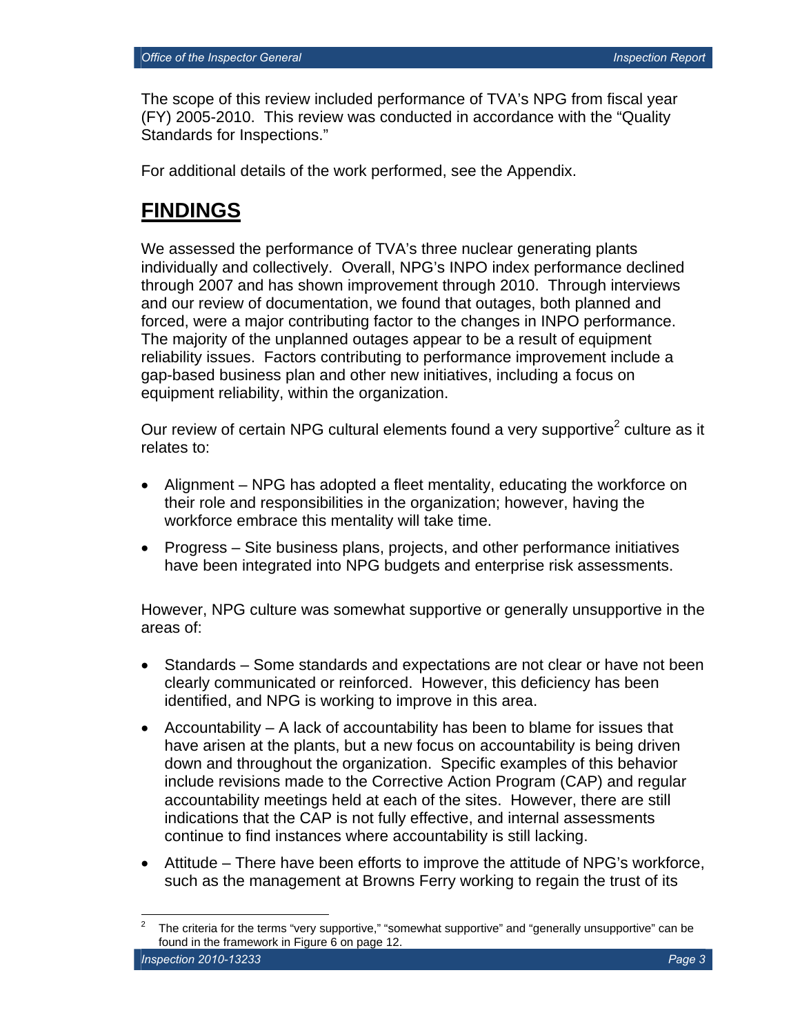The scope of this review included performance of TVA's NPG from fiscal year (FY) 2005-2010. This review was conducted in accordance with the "Quality Standards for Inspections."

For additional details of the work performed, see the Appendix.

# FINDINGS

We assessed the performance of TVA's three nuclear generating plants individually and collectively. Overall, NPG's INPO index performance declined through 2007 and has shown improvement through 2010. Through interviews and our review of documentation, we found that outages, both planned and forced, were a major contributing factor to the changes in INPO performance. The majority of the unplanned outages appear to be a result of equipment reliability issues. Factors contributing to performance improvement include a gap-based business plan and other new initiatives, including a focus on equipment reliability, within the organization.

Our review of certain NPG cultural elements found a very supportive[2] culture as it relates to:

- Alignment – NPG has adopted a fleet mentality, educating the workforce on their role and responsibilities in the organization; however, having the workforce embrace this mentality will take time.
- Progress – Site business plans, projects, and other performance initiatives have been integrated into NPG budgets and enterprise risk assessments.

However, NPG culture was somewhat supportive or generally unsupportive in the areas of:

- Standards – Some standards and expectations are not clear or have not been clearly communicated or reinforced. However, this deficiency has been identified, and NPG is working to improve in this area.
- Accountability – A lack of accountability has been to blame for issues that have arisen at the plants, but a new focus on accountability is being driven down and throughout the organization. Specific examples of this behavior include revisions made to the Corrective Action Program (CAP) and regular accountability meetings held at each of the sites. However, there are still indications that the CAP is not fully effective, and internal assessments continue to find instances where accountability is still lacking.
- Attitude – There have been efforts to improve the attitude of NPG's workforce, such as the management at Browns Ferry working to regain the trust of its

[2] The criteria for the terms "very supportive," "somewhat supportive" and "generally unsupportive" can be found in the framework in Figure 6 on page 12.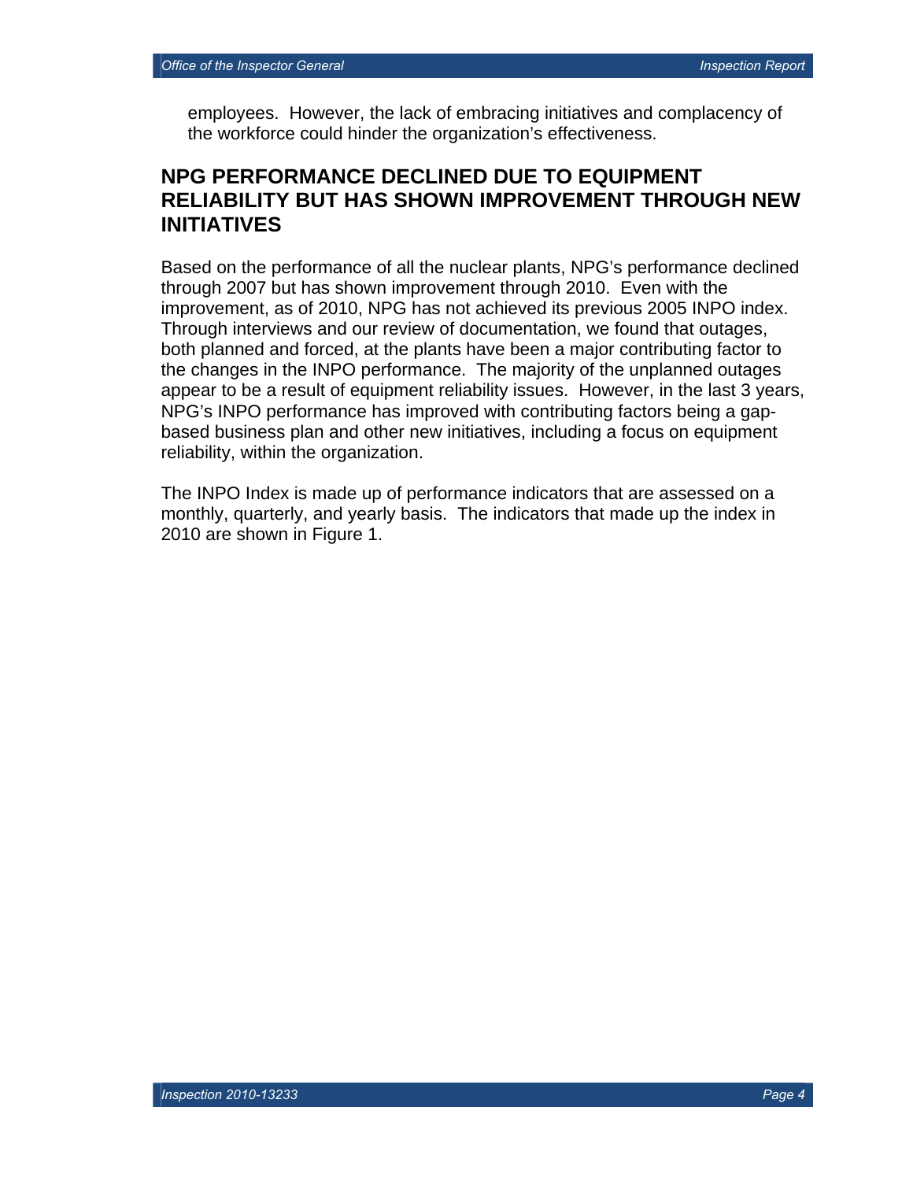employees. However, the lack of embracing initiatives and complacency of the workforce could hinder the organization's effectiveness.

## NPG PERFORMANCE DECLINED DUE TO EQUIPMENT RELIABILITY BUT HAS SHOWN IMPROVEMENT THROUGH NEW INITIATIVES

Based on the performance of all the nuclear plants, NPG's performance declined through 2007 but has shown improvement through 2010. Even with the improvement, as of 2010, NPG has not achieved its previous 2005 INPO index. Through interviews and our review of documentation, we found that outages, both planned and forced, at the plants have been a major contributing factor to the changes in the INPO performance. The majority of the unplanned outages appear to be a result of equipment reliability issues. However, in the last 3 years, NPG's INPO performance has improved with contributing factors being a gap-based business plan and other new initiatives, including a focus on equipment reliability, within the organization.

The INPO Index is made up of performance indicators that are assessed on a monthly, quarterly, and yearly basis. The indicators that made up the index in 2010 are shown in Figure 1.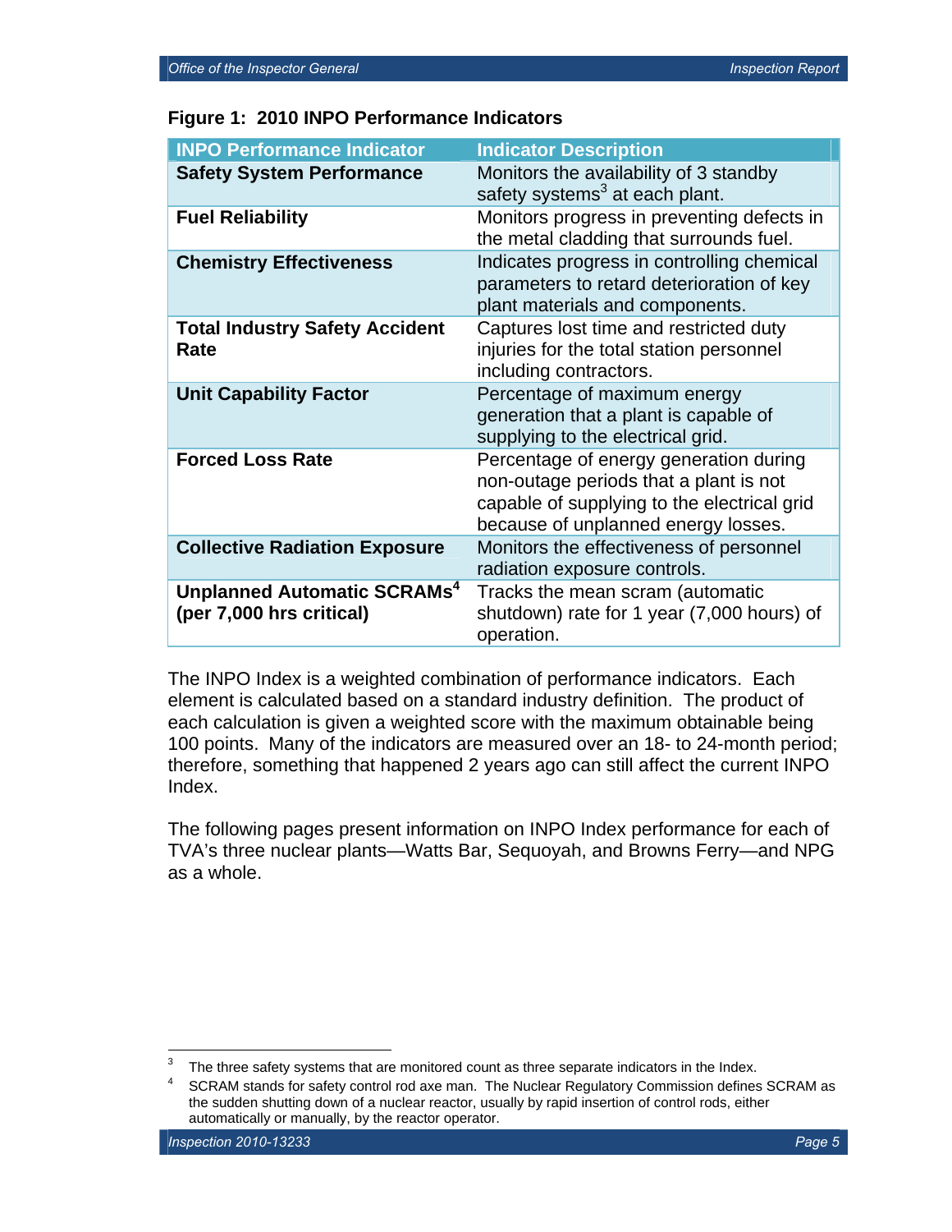**Figure 1: 2010 INPO Performance Indicators**

| INPO Performance Indicator | Indicator Description |
| --- | --- |
| **Safety System Performance** | Monitors the availability of 3 standby safety systems[3] at each plant. |
| **Fuel Reliability** | Monitors progress in preventing defects in the metal cladding that surrounds fuel. |
| **Chemistry Effectiveness** | Indicates progress in controlling chemical parameters to retard deterioration of key plant materials and components. |
| **Total Industry Safety Accident Rate** | Captures lost time and restricted duty injuries for the total station personnel including contractors. |
| **Unit Capability Factor** | Percentage of maximum energy generation that a plant is capable of supplying to the electrical grid. |
| **Forced Loss Rate** | Percentage of energy generation during non-outage periods that a plant is not capable of supplying to the electrical grid because of unplanned energy losses. |
| **Collective Radiation Exposure** | Monitors the effectiveness of personnel radiation exposure controls. |
| **Unplanned Automatic SCRAMs[4] (per 7,000 hrs critical)** | Tracks the mean scram (automatic shutdown) rate for 1 year (7,000 hours) of operation. |

The INPO Index is a weighted combination of performance indicators. Each element is calculated based on a standard industry definition. The product of each calculation is given a weighted score with the maximum obtainable being 100 points. Many of the indicators are measured over an 18- to 24-month period; therefore, something that happened 2 years ago can still affect the current INPO Index.

The following pages present information on INPO Index performance for each of TVA's three nuclear plants—Watts Bar, Sequoyah, and Browns Ferry—and NPG as a whole.

---

[3] The three safety systems that are monitored count as three separate indicators in the Index.

[4] SCRAM stands for safety control rod axe man. The Nuclear Regulatory Commission defines SCRAM as the sudden shutting down of a nuclear reactor, usually by rapid insertion of control rods, either automatically or manually, by the reactor operator.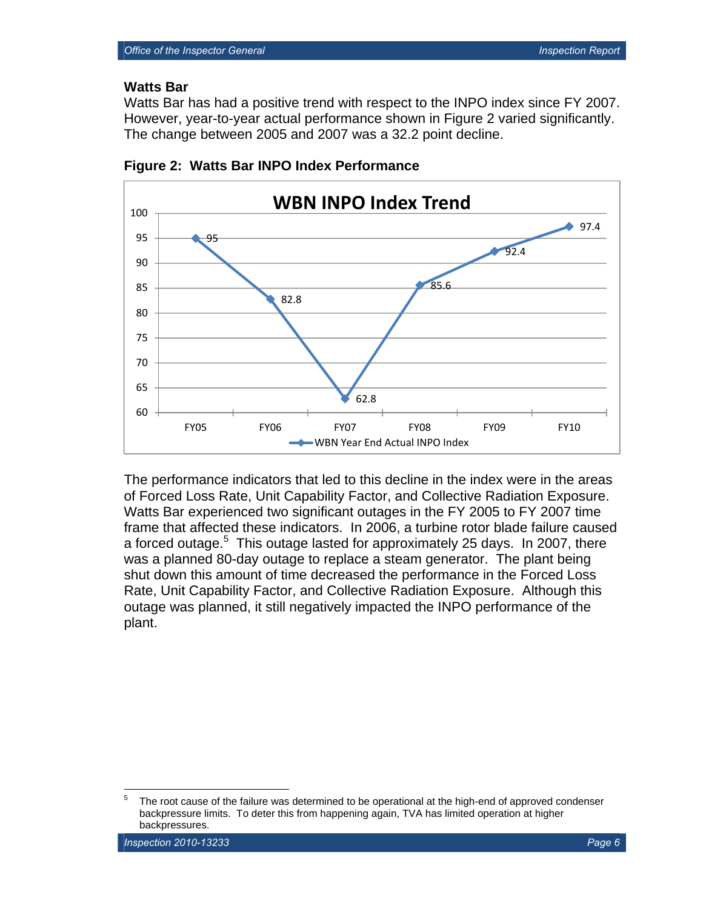### Watts Bar

Watts Bar has had a positive trend with respect to the INPO index since FY 2007. However, year-to-year actual performance shown in Figure 2 varied significantly. The change between 2005 and 2007 was a 32.2 point decline.

**Figure 2: Watts Bar INPO Index Performance**

**WBN INPO Index Trend**

| | FY05 | FY06 | FY07 | FY08 | FY09 | FY10 |
|---|---|---|---|---|---|---|
| WBN Year End Actual INPO Index | 95 | 82.8 | 62.8 | 85.6 | 92.4 | 97.4 |

The performance indicators that led to this decline in the index were in the areas of Forced Loss Rate, Unit Capability Factor, and Collective Radiation Exposure. Watts Bar experienced two significant outages in the FY 2005 to FY 2007 time frame that affected these indicators. In 2006, a turbine rotor blade failure caused a forced outage.[5] This outage lasted for approximately 25 days. In 2007, there was a planned 80-day outage to replace a steam generator. The plant being shut down this amount of time decreased the performance in the Forced Loss Rate, Unit Capability Factor, and Collective Radiation Exposure. Although this outage was planned, it still negatively impacted the INPO performance of the plant.

---

[5] The root cause of the failure was determined to be operational at the high-end of approved condenser backpressure limits. To deter this from happening again, TVA has limited operation at higher backpressures.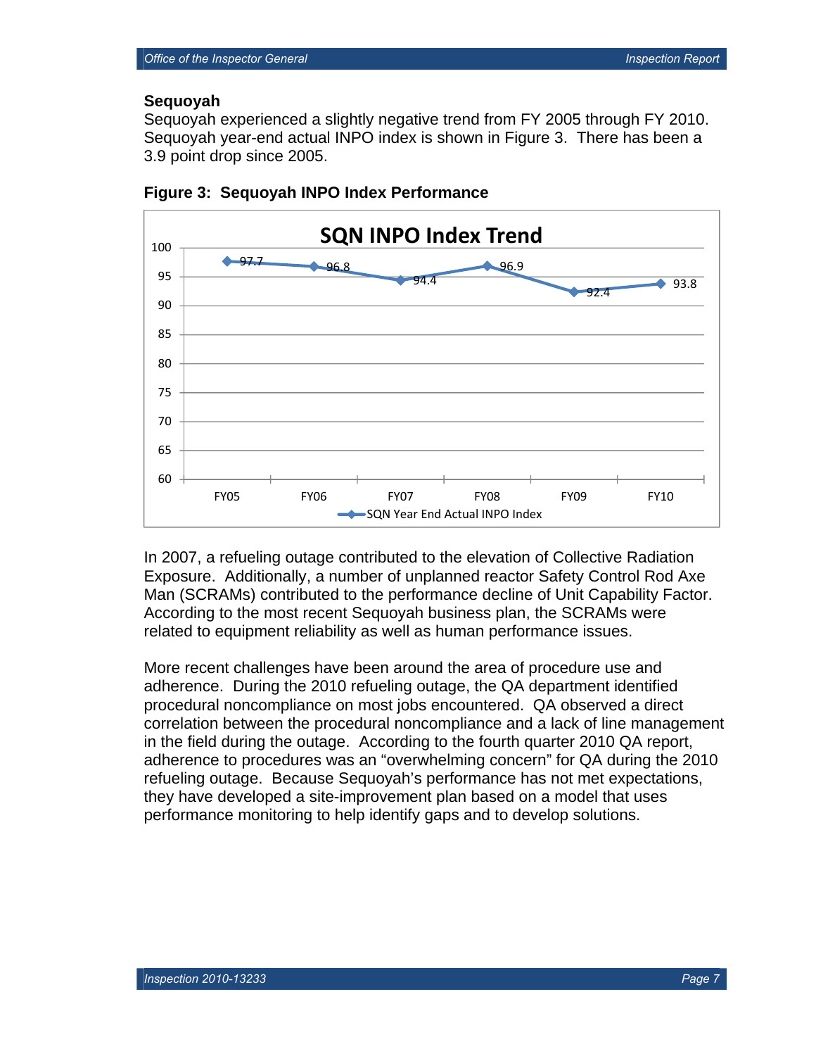## Sequoyah

Sequoyah experienced a slightly negative trend from FY 2005 through FY 2010. Sequoyah year-end actual INPO index is shown in Figure 3. There has been a 3.9 point drop since 2005.

**Figure 3: Sequoyah INPO Index Performance**

**SQN INPO Index Trend**

| | FY05 | FY06 | FY07 | FY08 | FY09 | FY10 |
|---|---|---|---|---|---|---|
| SQN Year End Actual INPO Index | 97.7 | 96.8 | 94.4 | 96.9 | 92.4 | 93.8 |

In 2007, a refueling outage contributed to the elevation of Collective Radiation Exposure. Additionally, a number of unplanned reactor Safety Control Rod Axe Man (SCRAMs) contributed to the performance decline of Unit Capability Factor. According to the most recent Sequoyah business plan, the SCRAMs were related to equipment reliability as well as human performance issues.

More recent challenges have been around the area of procedure use and adherence. During the 2010 refueling outage, the QA department identified procedural noncompliance on most jobs encountered. QA observed a direct correlation between the procedural noncompliance and a lack of line management in the field during the outage. According to the fourth quarter 2010 QA report, adherence to procedures was an "overwhelming concern" for QA during the 2010 refueling outage. Because Sequoyah's performance has not met expectations, they have developed a site-improvement plan based on a model that uses performance monitoring to help identify gaps and to develop solutions.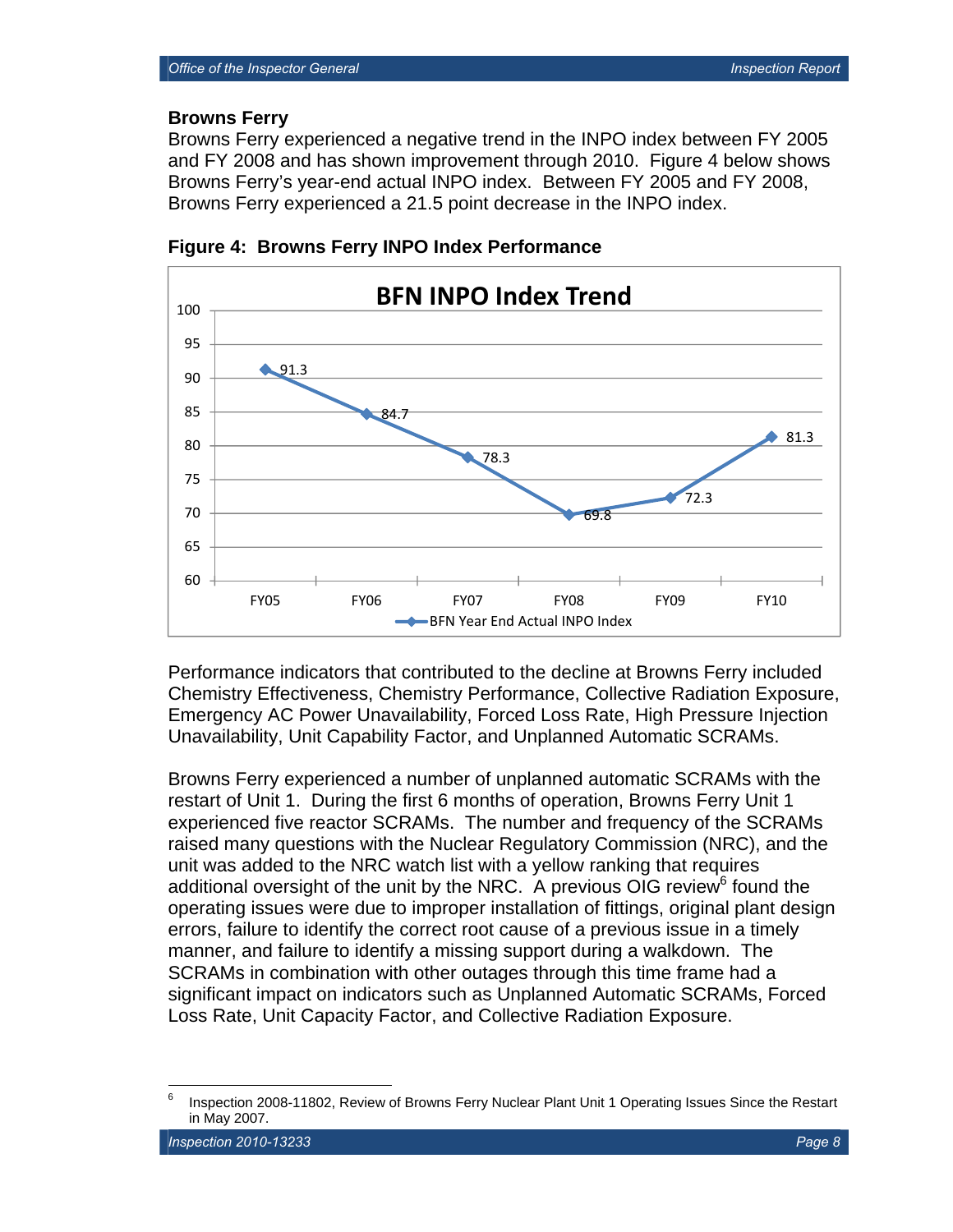## Browns Ferry

Browns Ferry experienced a negative trend in the INPO index between FY 2005 and FY 2008 and has shown improvement through 2010. Figure 4 below shows Browns Ferry's year-end actual INPO index. Between FY 2005 and FY 2008, Browns Ferry experienced a 21.5 point decrease in the INPO index.

**Figure 4: Browns Ferry INPO Index Performance**

**BFN INPO Index Trend**

| | FY05 | FY06 | FY07 | FY08 | FY09 | FY10 |
|---|---|---|---|---|---|---|
| BFN Year End Actual INPO Index | 91.3 | 84.7 | 78.3 | 69.8 | 72.3 | 81.3 |

Performance indicators that contributed to the decline at Browns Ferry included Chemistry Effectiveness, Chemistry Performance, Collective Radiation Exposure, Emergency AC Power Unavailability, Forced Loss Rate, High Pressure Injection Unavailability, Unit Capability Factor, and Unplanned Automatic SCRAMs.

Browns Ferry experienced a number of unplanned automatic SCRAMs with the restart of Unit 1. During the first 6 months of operation, Browns Ferry Unit 1 experienced five reactor SCRAMs. The number and frequency of the SCRAMs raised many questions with the Nuclear Regulatory Commission (NRC), and the unit was added to the NRC watch list with a yellow ranking that requires additional oversight of the unit by the NRC. A previous OIG review[6] found the operating issues were due to improper installation of fittings, original plant design errors, failure to identify the correct root cause of a previous issue in a timely manner, and failure to identify a missing support during a walkdown. The SCRAMs in combination with other outages through this time frame had a significant impact on indicators such as Unplanned Automatic SCRAMs, Forced Loss Rate, Unit Capacity Factor, and Collective Radiation Exposure.

---

[6] Inspection 2008-11802, Review of Browns Ferry Nuclear Plant Unit 1 Operating Issues Since the Restart in May 2007.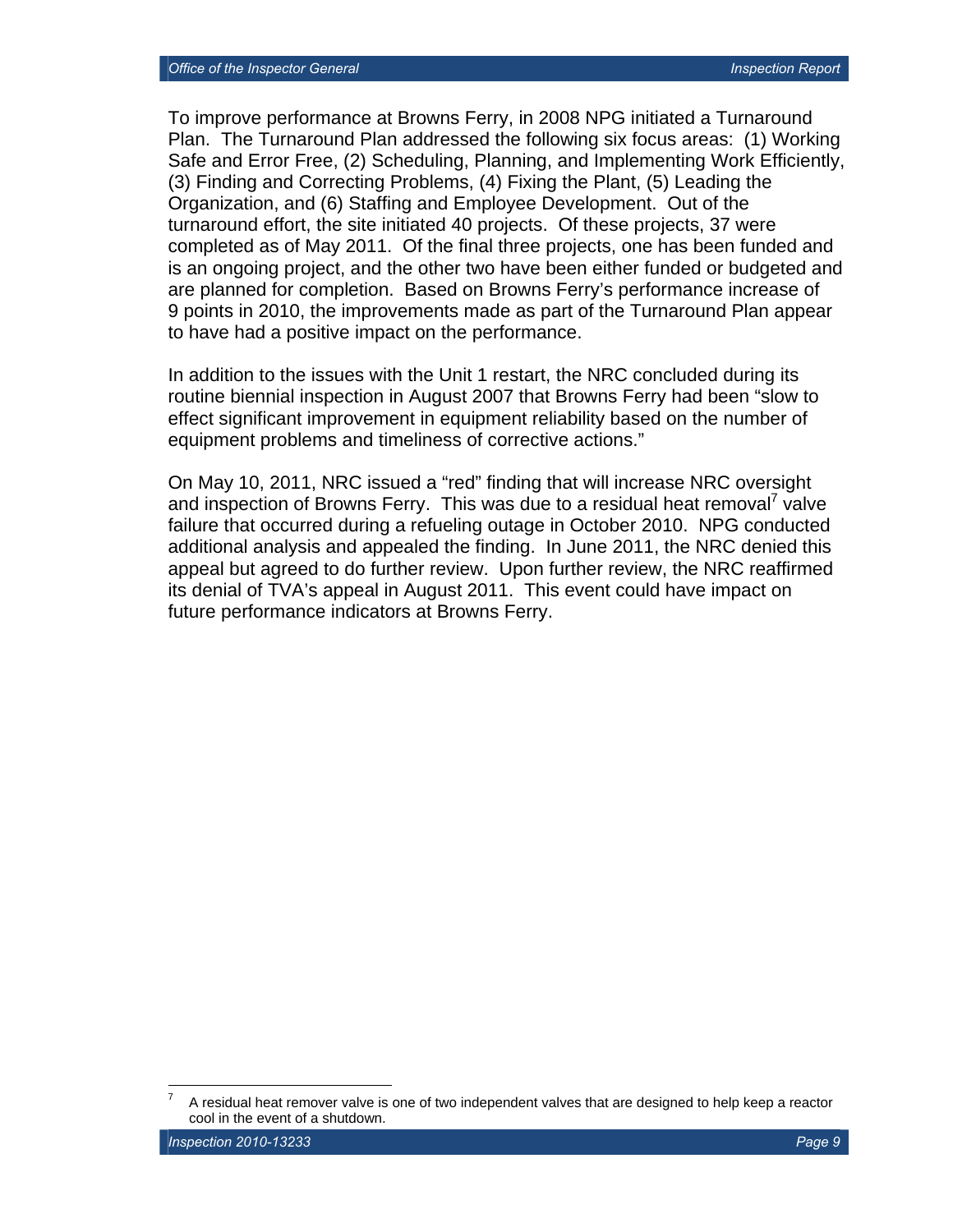To improve performance at Browns Ferry, in 2008 NPG initiated a Turnaround Plan. The Turnaround Plan addressed the following six focus areas: (1) Working Safe and Error Free, (2) Scheduling, Planning, and Implementing Work Efficiently, (3) Finding and Correcting Problems, (4) Fixing the Plant, (5) Leading the Organization, and (6) Staffing and Employee Development. Out of the turnaround effort, the site initiated 40 projects. Of these projects, 37 were completed as of May 2011. Of the final three projects, one has been funded and is an ongoing project, and the other two have been either funded or budgeted and are planned for completion. Based on Browns Ferry's performance increase of 9 points in 2010, the improvements made as part of the Turnaround Plan appear to have had a positive impact on the performance.

In addition to the issues with the Unit 1 restart, the NRC concluded during its routine biennial inspection in August 2007 that Browns Ferry had been "slow to effect significant improvement in equipment reliability based on the number of equipment problems and timeliness of corrective actions."

On May 10, 2011, NRC issued a "red" finding that will increase NRC oversight and inspection of Browns Ferry. This was due to a residual heat removal[7] valve failure that occurred during a refueling outage in October 2010. NPG conducted additional analysis and appealed the finding. In June 2011, the NRC denied this appeal but agreed to do further review. Upon further review, the NRC reaffirmed its denial of TVA's appeal in August 2011. This event could have impact on future performance indicators at Browns Ferry.

---

[7] A residual heat remover valve is one of two independent valves that are designed to help keep a reactor cool in the event of a shutdown.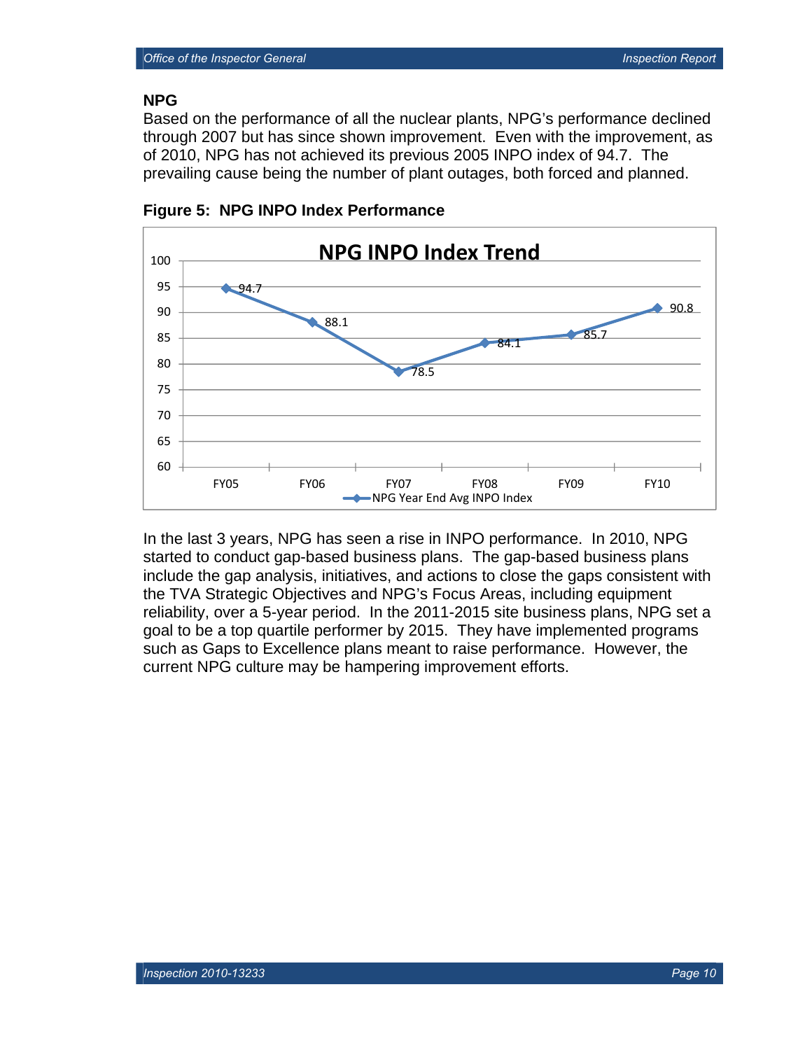### NPG

Based on the performance of all the nuclear plants, NPG's performance declined through 2007 but has since shown improvement. Even with the improvement, as of 2010, NPG has not achieved its previous 2005 INPO index of 94.7. The prevailing cause being the number of plant outages, both forced and planned.

**Figure 5: NPG INPO Index Performance**

| | FY05 | FY06 | FY07 | FY08 | FY09 | FY10 |
|---|---|---|---|---|---|---|
| NPG Year End Avg INPO Index | 94.7 | 88.1 | 78.5 | 84.1 | 85.7 | 90.8 |

In the last 3 years, NPG has seen a rise in INPO performance. In 2010, NPG started to conduct gap-based business plans. The gap-based business plans include the gap analysis, initiatives, and actions to close the gaps consistent with the TVA Strategic Objectives and NPG's Focus Areas, including equipment reliability, over a 5-year period. In the 2011-2015 site business plans, NPG set a goal to be a top quartile performer by 2015. They have implemented programs such as Gaps to Excellence plans meant to raise performance. However, the current NPG culture may be hampering improvement efforts.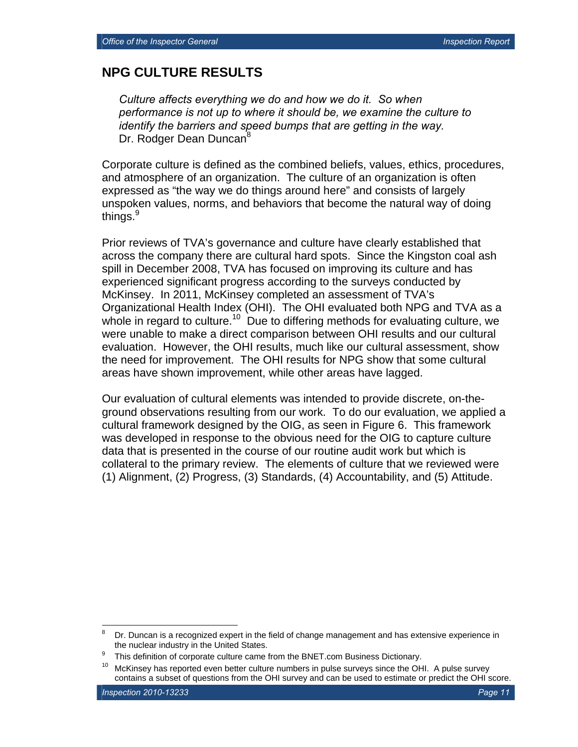## NPG CULTURE RESULTS

*Culture affects everything we do and how we do it. So when performance is not up to where it should be, we examine the culture to identify the barriers and speed bumps that are getting in the way.*
Dr. Rodger Dean Duncan[8]

Corporate culture is defined as the combined beliefs, values, ethics, procedures, and atmosphere of an organization. The culture of an organization is often expressed as "the way we do things around here" and consists of largely unspoken values, norms, and behaviors that become the natural way of doing things.[9]

Prior reviews of TVA's governance and culture have clearly established that across the company there are cultural hard spots. Since the Kingston coal ash spill in December 2008, TVA has focused on improving its culture and has experienced significant progress according to the surveys conducted by McKinsey. In 2011, McKinsey completed an assessment of TVA's Organizational Health Index (OHI). The OHI evaluated both NPG and TVA as a whole in regard to culture.[10] Due to differing methods for evaluating culture, we were unable to make a direct comparison between OHI results and our cultural evaluation. However, the OHI results, much like our cultural assessment, show the need for improvement. The OHI results for NPG show that some cultural areas have shown improvement, while other areas have lagged.

Our evaluation of cultural elements was intended to provide discrete, on-the-ground observations resulting from our work. To do our evaluation, we applied a cultural framework designed by the OIG, as seen in Figure 6. This framework was developed in response to the obvious need for the OIG to capture culture data that is presented in the course of our routine audit work but which is collateral to the primary review. The elements of culture that we reviewed were (1) Alignment, (2) Progress, (3) Standards, (4) Accountability, and (5) Attitude.

---

[8] Dr. Duncan is a recognized expert in the field of change management and has extensive experience in the nuclear industry in the United States.

[9] This definition of corporate culture came from the BNET.com Business Dictionary.

[10] McKinsey has reported even better culture numbers in pulse surveys since the OHI. A pulse survey contains a subset of questions from the OHI survey and can be used to estimate or predict the OHI score.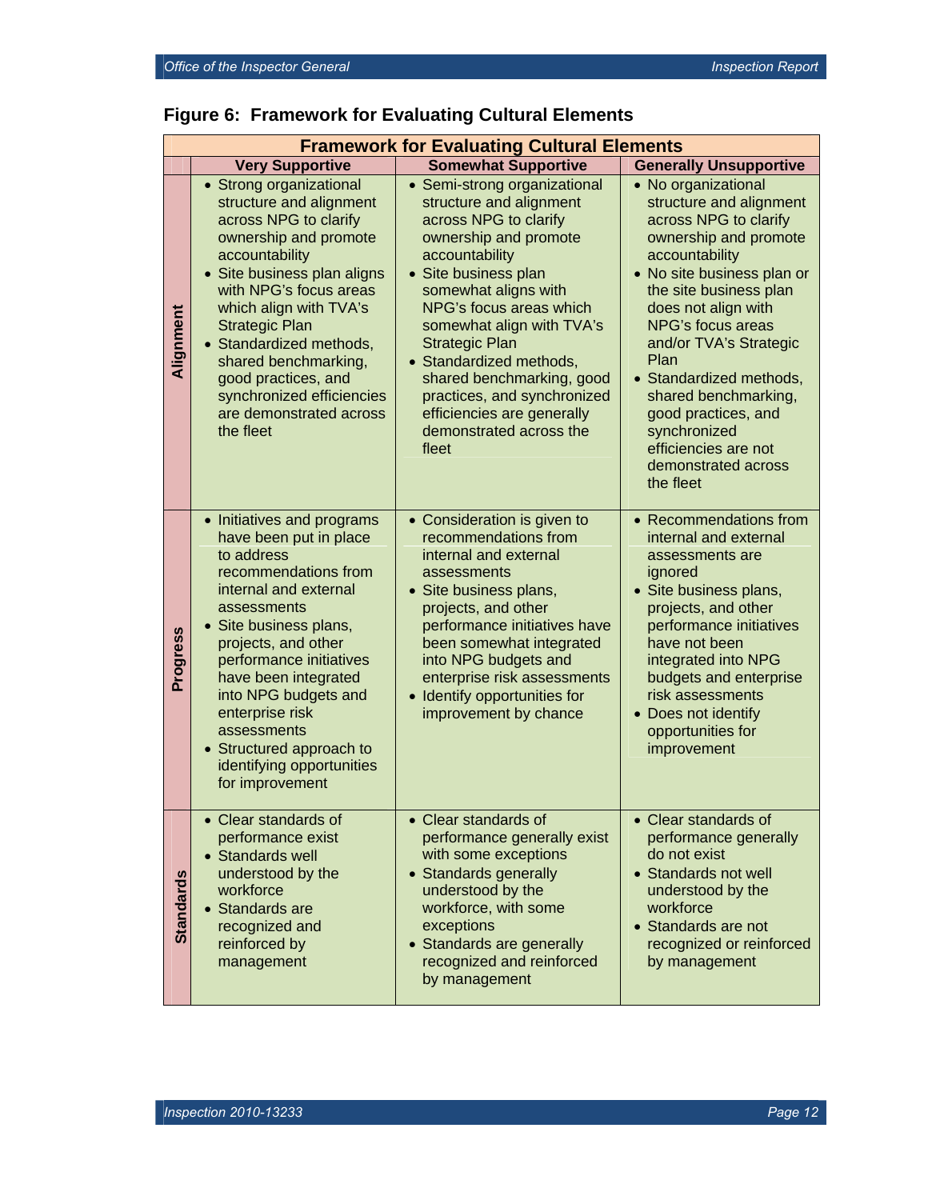**Figure 6: Framework for Evaluating Cultural Elements**

| Framework for Evaluating Cultural Elements | | | |
|---|---|---|---|
| | **Very Supportive** | **Somewhat Supportive** | **Generally Unsupportive** |
| **Alignment** | • Strong organizational structure and alignment across NPG to clarify ownership and promote accountability<br>• Site business plan aligns with NPG's focus areas which align with TVA's Strategic Plan<br>• Standardized methods, shared benchmarking, good practices, and synchronized efficiencies are demonstrated across the fleet | • Semi-strong organizational structure and alignment across NPG to clarify ownership and promote accountability<br>• Site business plan somewhat aligns with NPG's focus areas which somewhat align with TVA's Strategic Plan<br>• Standardized methods, shared benchmarking, good practices, and synchronized efficiencies are generally demonstrated across the fleet | • No organizational structure and alignment across NPG to clarify ownership and promote accountability<br>• No site business plan or the site business plan does not align with NPG's focus areas and/or TVA's Strategic Plan<br>• Standardized methods, shared benchmarking, good practices, and synchronized efficiencies are not demonstrated across the fleet |
| **Progress** | • Initiatives and programs have been put in place to address recommendations from internal and external assessments<br>• Site business plans, projects, and other performance initiatives have been integrated into NPG budgets and enterprise risk assessments<br>• Structured approach to identifying opportunities for improvement | • Consideration is given to recommendations from internal and external assessments<br>• Site business plans, projects, and other performance initiatives have been somewhat integrated into NPG budgets and enterprise risk assessments<br>• Identify opportunities for improvement by chance | • Recommendations from internal and external assessments are ignored<br>• Site business plans, projects, and other performance initiatives have not been integrated into NPG budgets and enterprise risk assessments<br>• Does not identify opportunities for improvement |
| **Standards** | • Clear standards of performance exist<br>• Standards well understood by the workforce<br>• Standards are recognized and reinforced by management | • Clear standards of performance generally exist with some exceptions<br>• Standards generally understood by the workforce, with some exceptions<br>• Standards are generally recognized and reinforced by management | • Clear standards of performance generally do not exist<br>• Standards not well understood by the workforce<br>• Standards are not recognized or reinforced by management |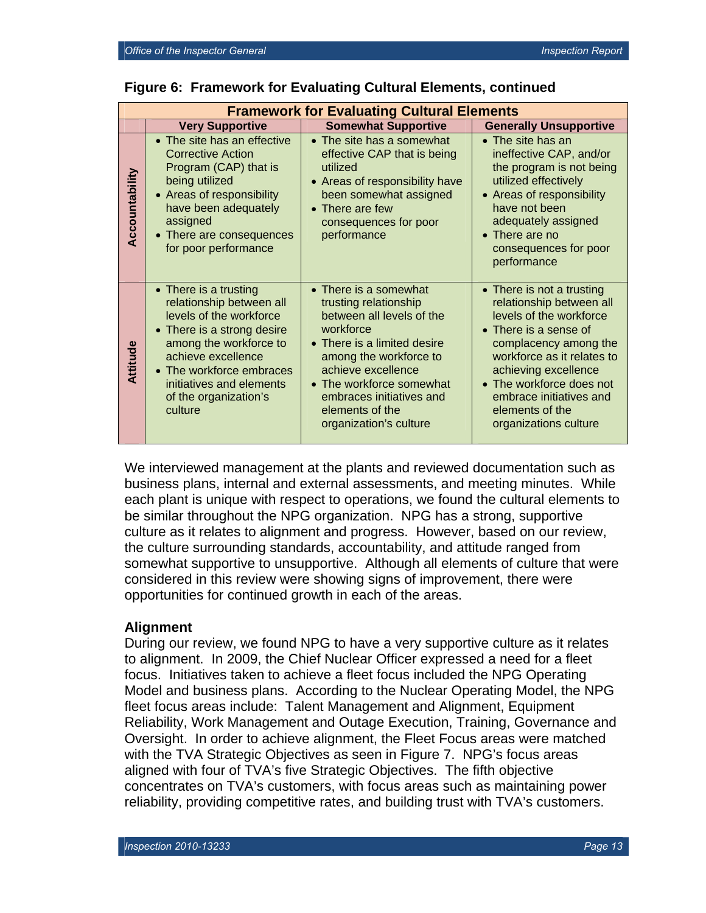**Figure 6: Framework for Evaluating Cultural Elements, continued**

| Framework for Evaluating Cultural Elements | | | |
|---|---|---|---|
| | **Very Supportive** | **Somewhat Supportive** | **Generally Unsupportive** |
| **Accountability** | • The site has an effective Corrective Action Program (CAP) that is being utilized<br>• Areas of responsibility have been adequately assigned<br>• There are consequences for poor performance | • The site has a somewhat effective CAP that is being utilized<br>• Areas of responsibility have been somewhat assigned<br>• There are few consequences for poor performance | • The site has an ineffective CAP, and/or the program is not being utilized effectively<br>• Areas of responsibility have not been adequately assigned<br>• There are no consequences for poor performance |
| **Attitude** | • There is a trusting relationship between all levels of the workforce<br>• There is a strong desire among the workforce to achieve excellence<br>• The workforce embraces initiatives and elements of the organization's culture | • There is a somewhat trusting relationship between all levels of the workforce<br>• There is a limited desire among the workforce to achieve excellence<br>• The workforce somewhat embraces initiatives and elements of the organization's culture | • There is not a trusting relationship between all levels of the workforce<br>• There is a sense of complacency among the workforce as it relates to achieving excellence<br>• The workforce does not embrace initiatives and elements of the organizations culture |

We interviewed management at the plants and reviewed documentation such as business plans, internal and external assessments, and meeting minutes. While each plant is unique with respect to operations, we found the cultural elements to be similar throughout the NPG organization. NPG has a strong, supportive culture as it relates to alignment and progress. However, based on our review, the culture surrounding standards, accountability, and attitude ranged from somewhat supportive to unsupportive. Although all elements of culture that were considered in this review were showing signs of improvement, there were opportunities for continued growth in each of the areas.

### Alignment

During our review, we found NPG to have a very supportive culture as it relates to alignment. In 2009, the Chief Nuclear Officer expressed a need for a fleet focus. Initiatives taken to achieve a fleet focus included the NPG Operating Model and business plans. According to the Nuclear Operating Model, the NPG fleet focus areas include: Talent Management and Alignment, Equipment Reliability, Work Management and Outage Execution, Training, Governance and Oversight. In order to achieve alignment, the Fleet Focus areas were matched with the TVA Strategic Objectives as seen in Figure 7. NPG's focus areas aligned with four of TVA's five Strategic Objectives. The fifth objective concentrates on TVA's customers, with focus areas such as maintaining power reliability, providing competitive rates, and building trust with TVA's customers.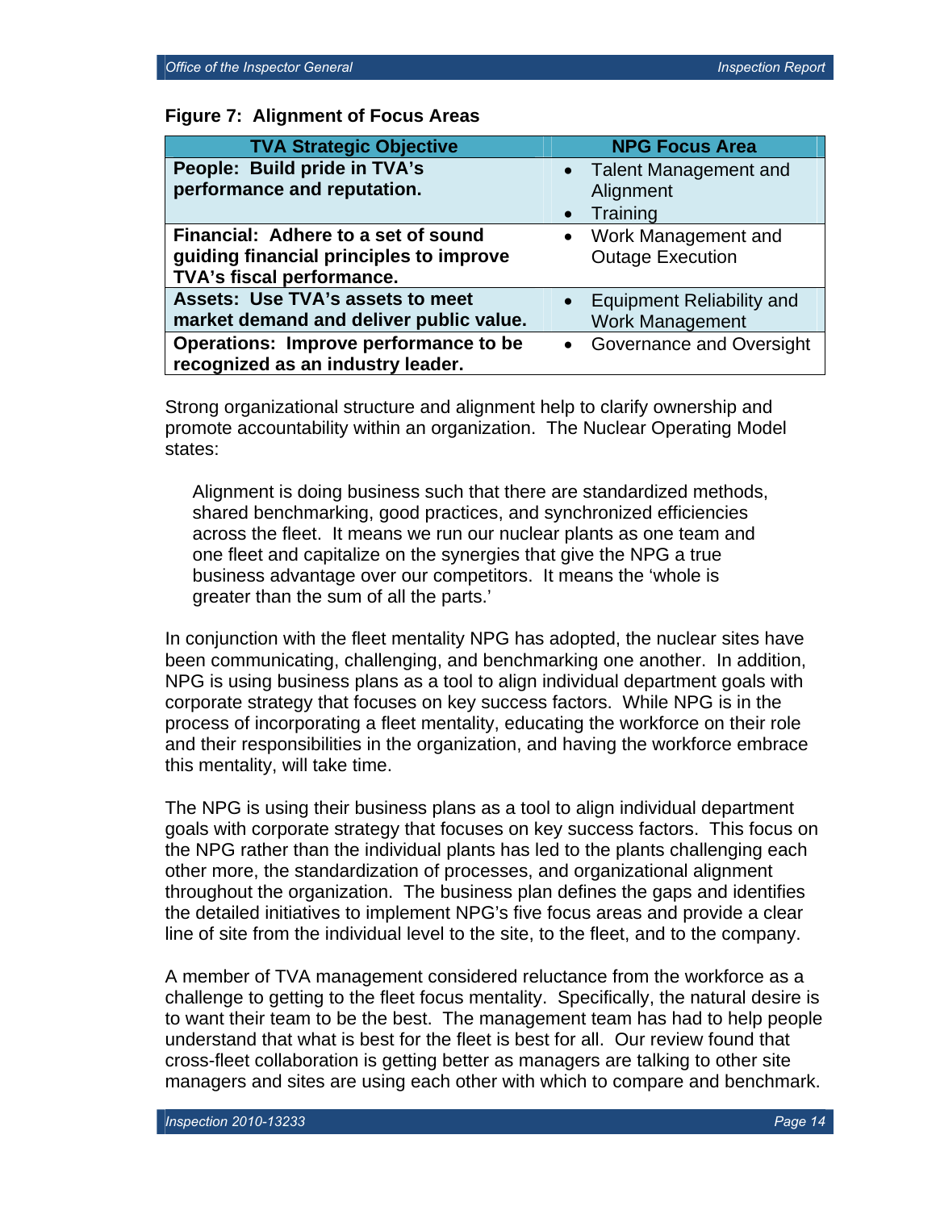**Figure 7: Alignment of Focus Areas**

| TVA Strategic Objective | NPG Focus Area |
| --- | --- |
| **People: Build pride in TVA's performance and reputation.** | • Talent Management and Alignment<br>• Training |
| **Financial: Adhere to a set of sound guiding financial principles to improve TVA's fiscal performance.** | • Work Management and Outage Execution |
| **Assets: Use TVA's assets to meet market demand and deliver public value.** | • Equipment Reliability and Work Management |
| **Operations: Improve performance to be recognized as an industry leader.** | • Governance and Oversight |

Strong organizational structure and alignment help to clarify ownership and promote accountability within an organization. The Nuclear Operating Model states:

> Alignment is doing business such that there are standardized methods, shared benchmarking, good practices, and synchronized efficiencies across the fleet. It means we run our nuclear plants as one team and one fleet and capitalize on the synergies that give the NPG a true business advantage over our competitors. It means the 'whole is greater than the sum of all the parts.'

In conjunction with the fleet mentality NPG has adopted, the nuclear sites have been communicating, challenging, and benchmarking one another. In addition, NPG is using business plans as a tool to align individual department goals with corporate strategy that focuses on key success factors. While NPG is in the process of incorporating a fleet mentality, educating the workforce on their role and their responsibilities in the organization, and having the workforce embrace this mentality, will take time.

The NPG is using their business plans as a tool to align individual department goals with corporate strategy that focuses on key success factors. This focus on the NPG rather than the individual plants has led to the plants challenging each other more, the standardization of processes, and organizational alignment throughout the organization. The business plan defines the gaps and identifies the detailed initiatives to implement NPG's five focus areas and provide a clear line of site from the individual level to the site, to the fleet, and to the company.

A member of TVA management considered reluctance from the workforce as a challenge to getting to the fleet focus mentality. Specifically, the natural desire is to want their team to be the best. The management team has had to help people understand that what is best for the fleet is best for all. Our review found that cross-fleet collaboration is getting better as managers are talking to other site managers and sites are using each other with which to compare and benchmark.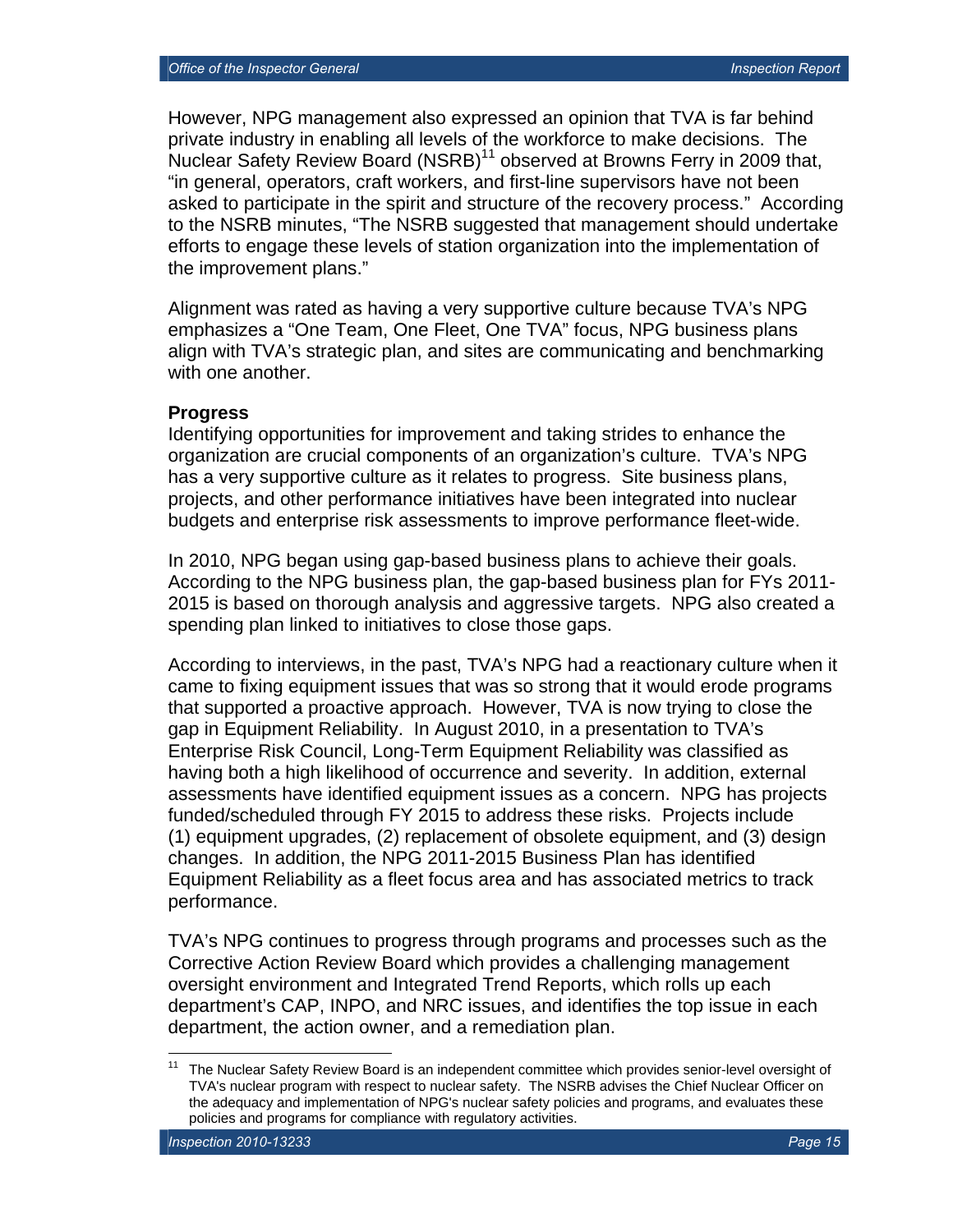However, NPG management also expressed an opinion that TVA is far behind private industry in enabling all levels of the workforce to make decisions. The Nuclear Safety Review Board (NSRB)[11] observed at Browns Ferry in 2009 that, "in general, operators, craft workers, and first-line supervisors have not been asked to participate in the spirit and structure of the recovery process." According to the NSRB minutes, "The NSRB suggested that management should undertake efforts to engage these levels of station organization into the implementation of the improvement plans."

Alignment was rated as having a very supportive culture because TVA's NPG emphasizes a "One Team, One Fleet, One TVA" focus, NPG business plans align with TVA's strategic plan, and sites are communicating and benchmarking with one another.

**Progress**

Identifying opportunities for improvement and taking strides to enhance the organization are crucial components of an organization's culture. TVA's NPG has a very supportive culture as it relates to progress. Site business plans, projects, and other performance initiatives have been integrated into nuclear budgets and enterprise risk assessments to improve performance fleet-wide.

In 2010, NPG began using gap-based business plans to achieve their goals. According to the NPG business plan, the gap-based business plan for FYs 2011-2015 is based on thorough analysis and aggressive targets. NPG also created a spending plan linked to initiatives to close those gaps.

According to interviews, in the past, TVA's NPG had a reactionary culture when it came to fixing equipment issues that was so strong that it would erode programs that supported a proactive approach. However, TVA is now trying to close the gap in Equipment Reliability. In August 2010, in a presentation to TVA's Enterprise Risk Council, Long-Term Equipment Reliability was classified as having both a high likelihood of occurrence and severity. In addition, external assessments have identified equipment issues as a concern. NPG has projects funded/scheduled through FY 2015 to address these risks. Projects include (1) equipment upgrades, (2) replacement of obsolete equipment, and (3) design changes. In addition, the NPG 2011-2015 Business Plan has identified Equipment Reliability as a fleet focus area and has associated metrics to track performance.

TVA's NPG continues to progress through programs and processes such as the Corrective Action Review Board which provides a challenging management oversight environment and Integrated Trend Reports, which rolls up each department's CAP, INPO, and NRC issues, and identifies the top issue in each department, the action owner, and a remediation plan.

---

[11] The Nuclear Safety Review Board is an independent committee which provides senior-level oversight of TVA's nuclear program with respect to nuclear safety. The NSRB advises the Chief Nuclear Officer on the adequacy and implementation of NPG's nuclear safety policies and programs, and evaluates these policies and programs for compliance with regulatory activities.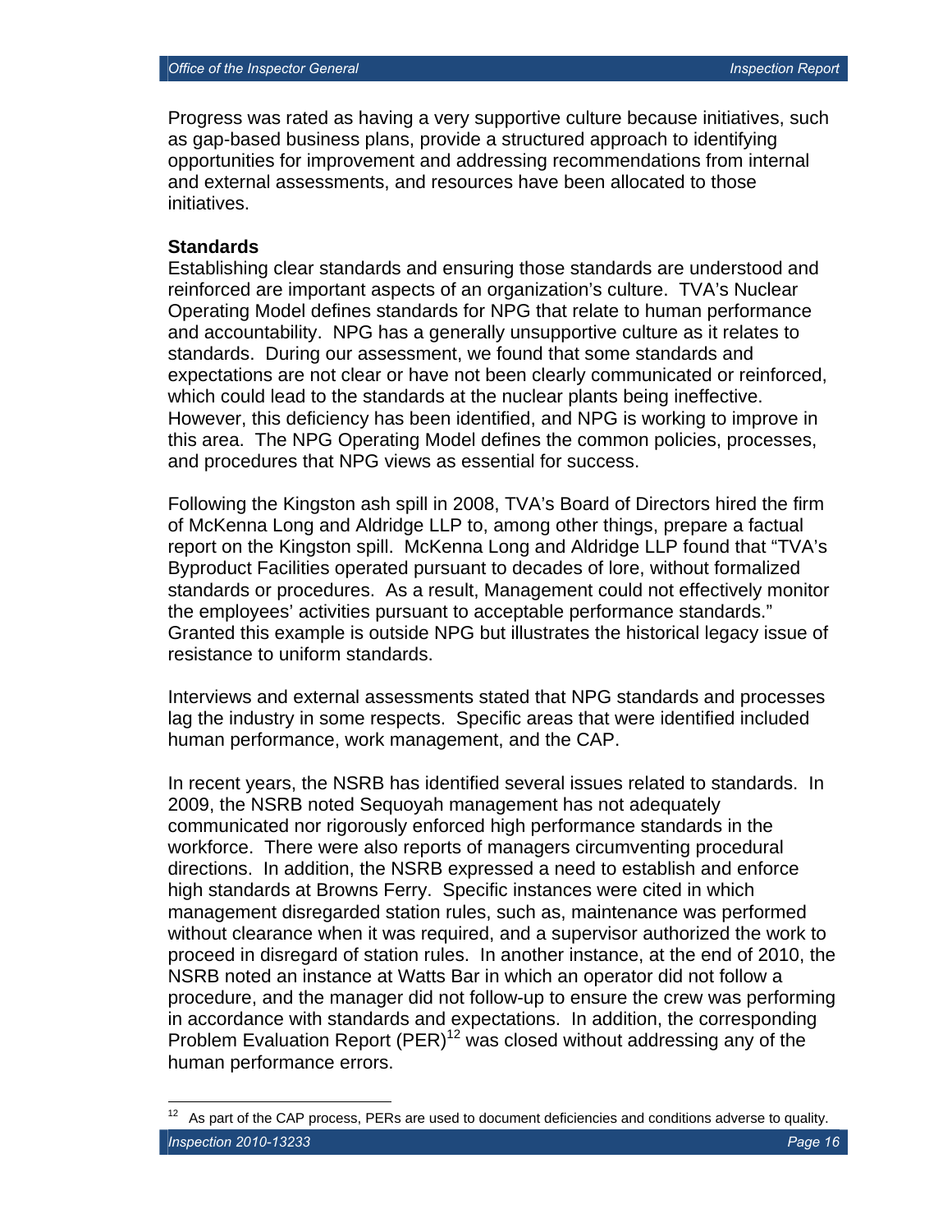Progress was rated as having a very supportive culture because initiatives, such as gap-based business plans, provide a structured approach to identifying opportunities for improvement and addressing recommendations from internal and external assessments, and resources have been allocated to those initiatives.

**Standards**

Establishing clear standards and ensuring those standards are understood and reinforced are important aspects of an organization's culture. TVA's Nuclear Operating Model defines standards for NPG that relate to human performance and accountability. NPG has a generally unsupportive culture as it relates to standards. During our assessment, we found that some standards and expectations are not clear or have not been clearly communicated or reinforced, which could lead to the standards at the nuclear plants being ineffective. However, this deficiency has been identified, and NPG is working to improve in this area. The NPG Operating Model defines the common policies, processes, and procedures that NPG views as essential for success.

Following the Kingston ash spill in 2008, TVA's Board of Directors hired the firm of McKenna Long and Aldridge LLP to, among other things, prepare a factual report on the Kingston spill. McKenna Long and Aldridge LLP found that "TVA's Byproduct Facilities operated pursuant to decades of lore, without formalized standards or procedures. As a result, Management could not effectively monitor the employees' activities pursuant to acceptable performance standards." Granted this example is outside NPG but illustrates the historical legacy issue of resistance to uniform standards.

Interviews and external assessments stated that NPG standards and processes lag the industry in some respects. Specific areas that were identified included human performance, work management, and the CAP.

In recent years, the NSRB has identified several issues related to standards. In 2009, the NSRB noted Sequoyah management has not adequately communicated nor rigorously enforced high performance standards in the workforce. There were also reports of managers circumventing procedural directions. In addition, the NSRB expressed a need to establish and enforce high standards at Browns Ferry. Specific instances were cited in which management disregarded station rules, such as, maintenance was performed without clearance when it was required, and a supervisor authorized the work to proceed in disregard of station rules. In another instance, at the end of 2010, the NSRB noted an instance at Watts Bar in which an operator did not follow a procedure, and the manager did not follow-up to ensure the crew was performing in accordance with standards and expectations. In addition, the corresponding Problem Evaluation Report (PER)[12] was closed without addressing any of the human performance errors.

[12] As part of the CAP process, PERs are used to document deficiencies and conditions adverse to quality.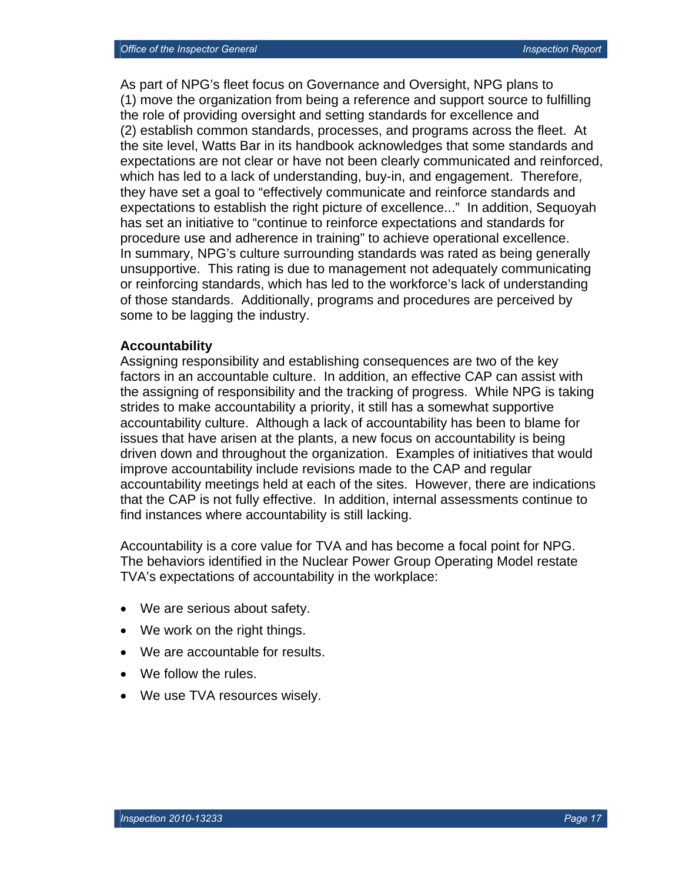As part of NPG's fleet focus on Governance and Oversight, NPG plans to (1) move the organization from being a reference and support source to fulfilling the role of providing oversight and setting standards for excellence and (2) establish common standards, processes, and programs across the fleet. At the site level, Watts Bar in its handbook acknowledges that some standards and expectations are not clear or have not been clearly communicated and reinforced, which has led to a lack of understanding, buy-in, and engagement. Therefore, they have set a goal to "effectively communicate and reinforce standards and expectations to establish the right picture of excellence..." In addition, Sequoyah has set an initiative to "continue to reinforce expectations and standards for procedure use and adherence in training" to achieve operational excellence. In summary, NPG's culture surrounding standards was rated as being generally unsupportive. This rating is due to management not adequately communicating or reinforcing standards, which has led to the workforce's lack of understanding of those standards. Additionally, programs and procedures are perceived by some to be lagging the industry.

**Accountability**

Assigning responsibility and establishing consequences are two of the key factors in an accountable culture. In addition, an effective CAP can assist with the assigning of responsibility and the tracking of progress. While NPG is taking strides to make accountability a priority, it still has a somewhat supportive accountability culture. Although a lack of accountability has been to blame for issues that have arisen at the plants, a new focus on accountability is being driven down and throughout the organization. Examples of initiatives that would improve accountability include revisions made to the CAP and regular accountability meetings held at each of the sites. However, there are indications that the CAP is not fully effective. In addition, internal assessments continue to find instances where accountability is still lacking.

Accountability is a core value for TVA and has become a focal point for NPG. The behaviors identified in the Nuclear Power Group Operating Model restate TVA's expectations of accountability in the workplace:

- We are serious about safety.
- We work on the right things.
- We are accountable for results.
- We follow the rules.
- We use TVA resources wisely.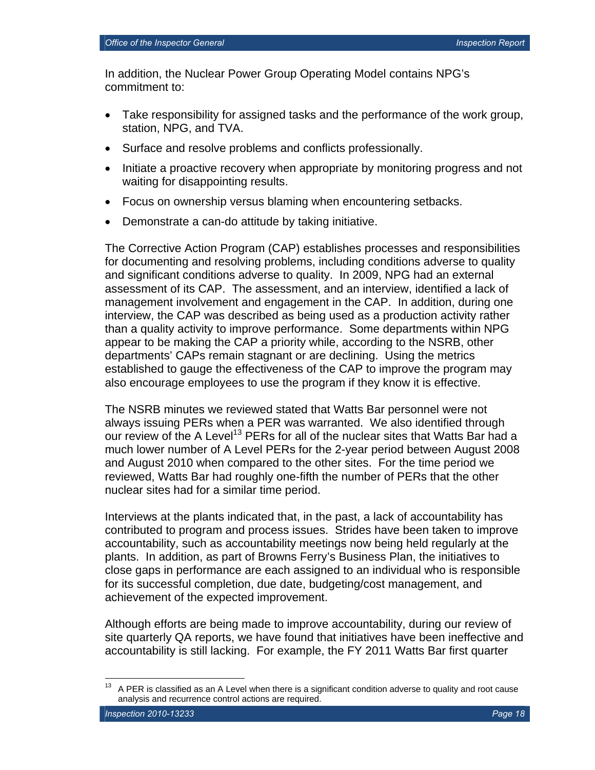In addition, the Nuclear Power Group Operating Model contains NPG's commitment to:

- Take responsibility for assigned tasks and the performance of the work group, station, NPG, and TVA.
- Surface and resolve problems and conflicts professionally.
- Initiate a proactive recovery when appropriate by monitoring progress and not waiting for disappointing results.
- Focus on ownership versus blaming when encountering setbacks.
- Demonstrate a can-do attitude by taking initiative.

The Corrective Action Program (CAP) establishes processes and responsibilities for documenting and resolving problems, including conditions adverse to quality and significant conditions adverse to quality. In 2009, NPG had an external assessment of its CAP. The assessment, and an interview, identified a lack of management involvement and engagement in the CAP. In addition, during one interview, the CAP was described as being used as a production activity rather than a quality activity to improve performance. Some departments within NPG appear to be making the CAP a priority while, according to the NSRB, other departments' CAPs remain stagnant or are declining. Using the metrics established to gauge the effectiveness of the CAP to improve the program may also encourage employees to use the program if they know it is effective.

The NSRB minutes we reviewed stated that Watts Bar personnel were not always issuing PERs when a PER was warranted. We also identified through our review of the A Level[13] PERs for all of the nuclear sites that Watts Bar had a much lower number of A Level PERs for the 2-year period between August 2008 and August 2010 when compared to the other sites. For the time period we reviewed, Watts Bar had roughly one-fifth the number of PERs that the other nuclear sites had for a similar time period.

Interviews at the plants indicated that, in the past, a lack of accountability has contributed to program and process issues. Strides have been taken to improve accountability, such as accountability meetings now being held regularly at the plants. In addition, as part of Browns Ferry's Business Plan, the initiatives to close gaps in performance are each assigned to an individual who is responsible for its successful completion, due date, budgeting/cost management, and achievement of the expected improvement.

Although efforts are being made to improve accountability, during our review of site quarterly QA reports, we have found that initiatives have been ineffective and accountability is still lacking. For example, the FY 2011 Watts Bar first quarter

[13] A PER is classified as an A Level when there is a significant condition adverse to quality and root cause analysis and recurrence control actions are required.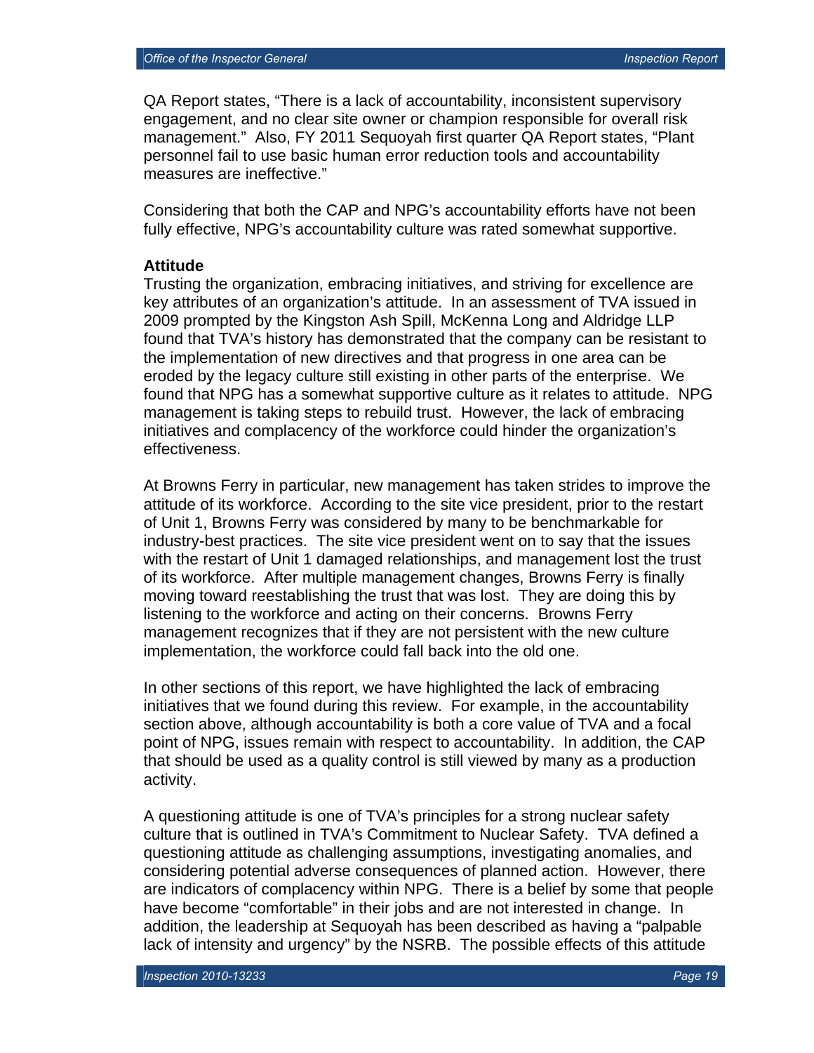QA Report states, "There is a lack of accountability, inconsistent supervisory engagement, and no clear site owner or champion responsible for overall risk management." Also, FY 2011 Sequoyah first quarter QA Report states, "Plant personnel fail to use basic human error reduction tools and accountability measures are ineffective."

Considering that both the CAP and NPG's accountability efforts have not been fully effective, NPG's accountability culture was rated somewhat supportive.

**Attitude**

Trusting the organization, embracing initiatives, and striving for excellence are key attributes of an organization's attitude. In an assessment of TVA issued in 2009 prompted by the Kingston Ash Spill, McKenna Long and Aldridge LLP found that TVA's history has demonstrated that the company can be resistant to the implementation of new directives and that progress in one area can be eroded by the legacy culture still existing in other parts of the enterprise. We found that NPG has a somewhat supportive culture as it relates to attitude. NPG management is taking steps to rebuild trust. However, the lack of embracing initiatives and complacency of the workforce could hinder the organization's effectiveness.

At Browns Ferry in particular, new management has taken strides to improve the attitude of its workforce. According to the site vice president, prior to the restart of Unit 1, Browns Ferry was considered by many to be benchmarkable for industry-best practices. The site vice president went on to say that the issues with the restart of Unit 1 damaged relationships, and management lost the trust of its workforce. After multiple management changes, Browns Ferry is finally moving toward reestablishing the trust that was lost. They are doing this by listening to the workforce and acting on their concerns. Browns Ferry management recognizes that if they are not persistent with the new culture implementation, the workforce could fall back into the old one.

In other sections of this report, we have highlighted the lack of embracing initiatives that we found during this review. For example, in the accountability section above, although accountability is both a core value of TVA and a focal point of NPG, issues remain with respect to accountability. In addition, the CAP that should be used as a quality control is still viewed by many as a production activity.

A questioning attitude is one of TVA's principles for a strong nuclear safety culture that is outlined in TVA's Commitment to Nuclear Safety. TVA defined a questioning attitude as challenging assumptions, investigating anomalies, and considering potential adverse consequences of planned action. However, there are indicators of complacency within NPG. There is a belief by some that people have become "comfortable" in their jobs and are not interested in change. In addition, the leadership at Sequoyah has been described as having a "palpable lack of intensity and urgency" by the NSRB. The possible effects of this attitude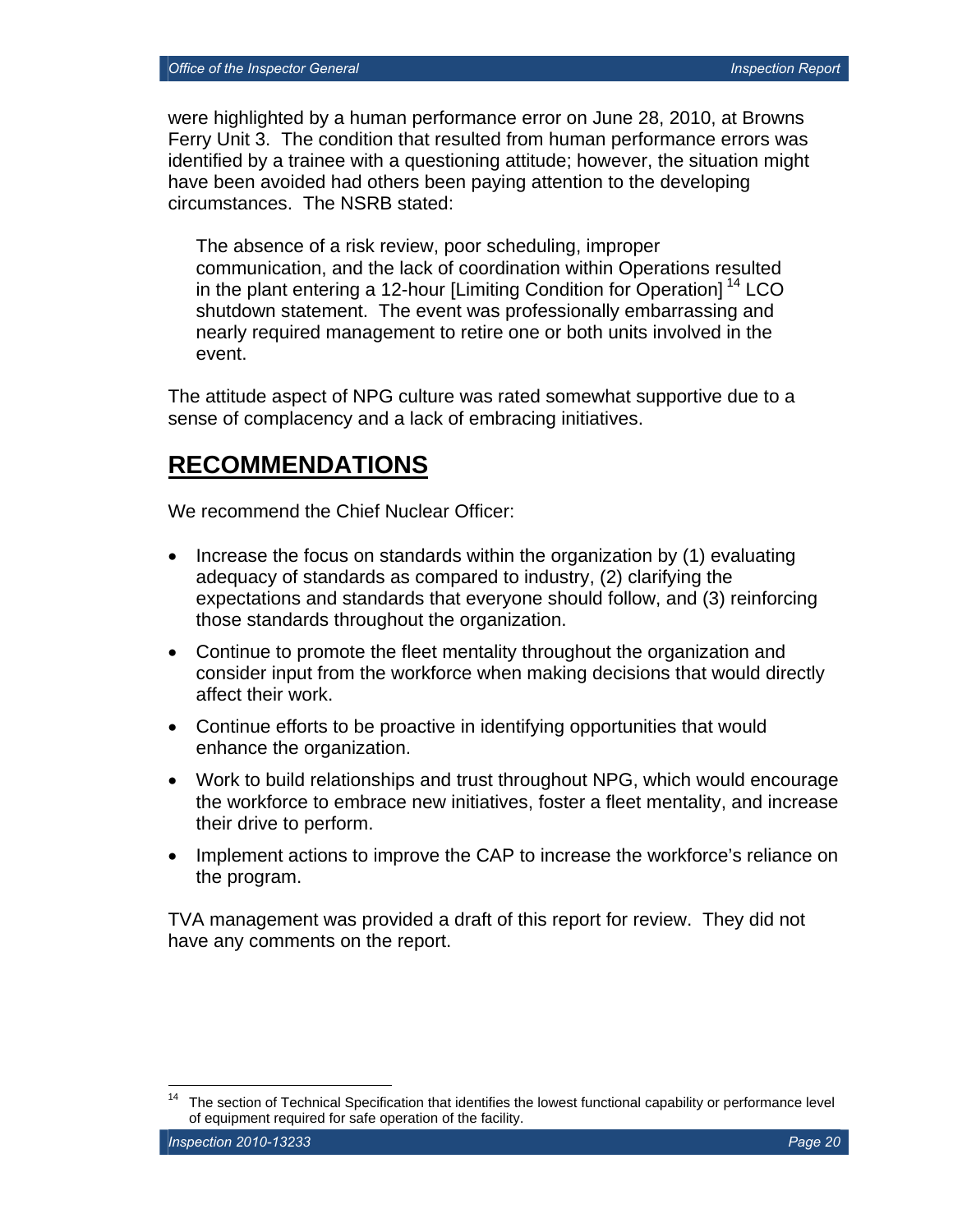were highlighted by a human performance error on June 28, 2010, at Browns Ferry Unit 3. The condition that resulted from human performance errors was identified by a trainee with a questioning attitude; however, the situation might have been avoided had others been paying attention to the developing circumstances. The NSRB stated:

> The absence of a risk review, poor scheduling, improper communication, and the lack of coordination within Operations resulted in the plant entering a 12-hour [Limiting Condition for Operation][14] LCO shutdown statement. The event was professionally embarrassing and nearly required management to retire one or both units involved in the event.

The attitude aspect of NPG culture was rated somewhat supportive due to a sense of complacency and a lack of embracing initiatives.

## RECOMMENDATIONS

We recommend the Chief Nuclear Officer:

- Increase the focus on standards within the organization by (1) evaluating adequacy of standards as compared to industry, (2) clarifying the expectations and standards that everyone should follow, and (3) reinforcing those standards throughout the organization.
- Continue to promote the fleet mentality throughout the organization and consider input from the workforce when making decisions that would directly affect their work.
- Continue efforts to be proactive in identifying opportunities that would enhance the organization.
- Work to build relationships and trust throughout NPG, which would encourage the workforce to embrace new initiatives, foster a fleet mentality, and increase their drive to perform.
- Implement actions to improve the CAP to increase the workforce's reliance on the program.

TVA management was provided a draft of this report for review. They did not have any comments on the report.

---

[14] The section of Technical Specification that identifies the lowest functional capability or performance level of equipment required for safe operation of the facility.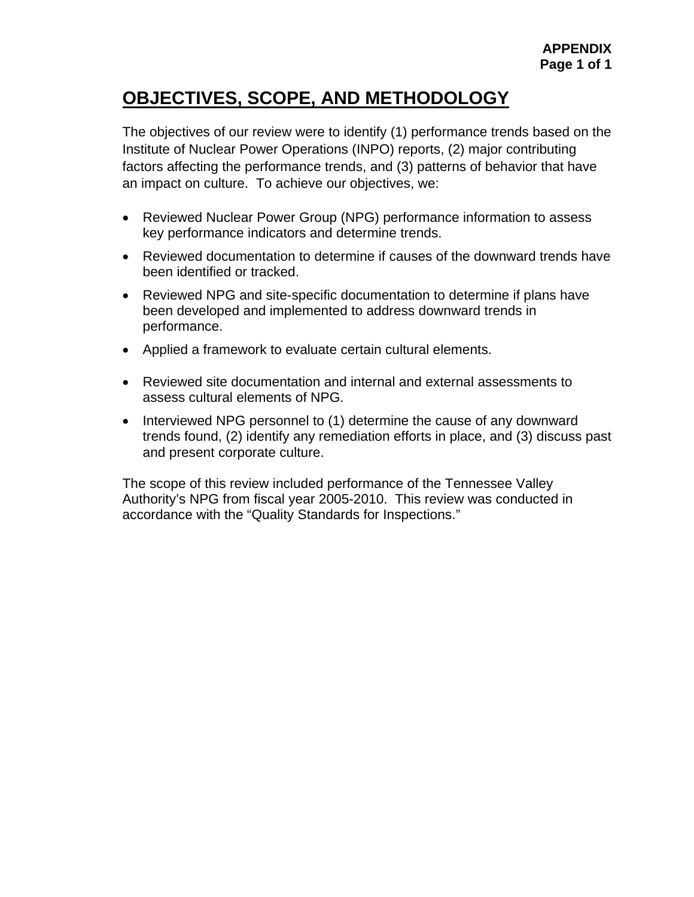# OBJECTIVES, SCOPE, AND METHODOLOGY

The objectives of our review were to identify (1) performance trends based on the Institute of Nuclear Power Operations (INPO) reports, (2) major contributing factors affecting the performance trends, and (3) patterns of behavior that have an impact on culture. To achieve our objectives, we:

- Reviewed Nuclear Power Group (NPG) performance information to assess key performance indicators and determine trends.
- Reviewed documentation to determine if causes of the downward trends have been identified or tracked.
- Reviewed NPG and site-specific documentation to determine if plans have been developed and implemented to address downward trends in performance.
- Applied a framework to evaluate certain cultural elements.
- Reviewed site documentation and internal and external assessments to assess cultural elements of NPG.
- Interviewed NPG personnel to (1) determine the cause of any downward trends found, (2) identify any remediation efforts in place, and (3) discuss past and present corporate culture.

The scope of this review included performance of the Tennessee Valley Authority's NPG from fiscal year 2005-2010. This review was conducted in accordance with the "Quality Standards for Inspections."